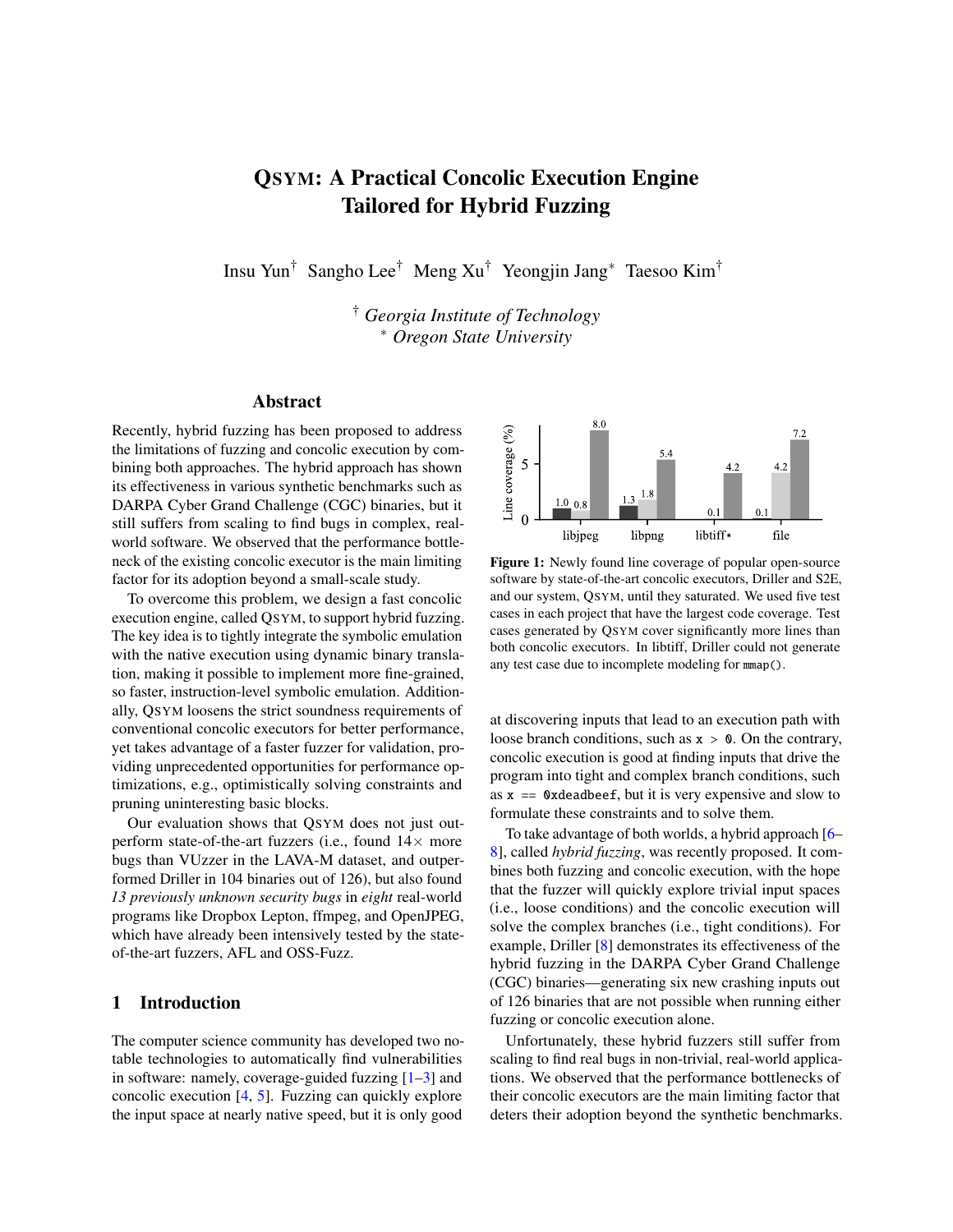# QSYM: A Practical Concolic Execution Engine Tailored for Hybrid Fuzzing

Insu Yun[†] Sangho Lee[†] Meng Xu[†] Yeongjin Jang[*] Taesoo Kim[†]

[†] *Georgia Institute of Technology*
[*] *Oregon State University*

## Abstract

Recently, hybrid fuzzing has been proposed to address the limitations of fuzzing and concolic execution by combining both approaches. The hybrid approach has shown its effectiveness in various synthetic benchmarks such as DARPA Cyber Grand Challenge (CGC) binaries, but it still suffers from scaling to find bugs in complex, real-world software. We observed that the performance bottleneck of the existing concolic executor is the main limiting factor for its adoption beyond a small-scale study.

To overcome this problem, we design a fast concolic execution engine, called QSYM, to support hybrid fuzzing. The key idea is to tightly integrate the symbolic emulation with the native execution using dynamic binary translation, making it possible to implement more fine-grained, so faster, instruction-level symbolic emulation. Additionally, QSYM loosens the strict soundness requirements of conventional concolic executors for better performance, yet takes advantage of a faster fuzzer for validation, providing unprecedented opportunities for performance optimizations, e.g., optimistically solving constraints and pruning uninteresting basic blocks.

Our evaluation shows that QSYM does not just outperform state-of-the-art fuzzers (i.e., found 14× more bugs than VUzzer in the LAVA-M dataset, and outperformed Driller in 104 binaries out of 126), but also found *13 previously unknown security bugs* in *eight* real-world programs like Dropbox Lepton, ffmpeg, and OpenJPEG, which have already been intensively tested by the state-of-the-art fuzzers, AFL and OSS-Fuzz.

## 1 Introduction

The computer science community has developed two notable technologies to automatically find vulnerabilities in software: namely, coverage-guided fuzzing [1–3] and concolic execution [4, 5]. Fuzzing can quickly explore the input space at nearly native speed, but it is only good at discovering inputs that lead to an execution path with loose branch conditions, such as `x > 0`. On the contrary, concolic execution is good at finding inputs that drive the program into tight and complex branch conditions, such as `x == 0xdeadbeef`, but it is very expensive and slow to formulate these constraints and to solve them.

| Line coverage (%) | libjpeg | libpng | libtiff⋆ | file |
|---|---|---|---|---|
| Driller | 1.0 | 1.3 | | 0.1 |
| S2E | 0.8 | 1.8 | 0.1 | 4.2 |
| QSYM | 8.0 | 5.4 | 4.2 | 7.2 |

**Figure 1:** Newly found line coverage of popular open-source software by state-of-the-art concolic executors, Driller and S2E, and our system, QSYM, until they saturated. We used five test cases in each project that have the largest code coverage. Test cases generated by QSYM cover significantly more lines than both concolic executors. In libtiff, Driller could not generate any test case due to incomplete modeling for `mmap()`.

To take advantage of both worlds, a hybrid approach [6–8], called *hybrid fuzzing*, was recently proposed. It combines both fuzzing and concolic execution, with the hope that the fuzzer will quickly explore trivial input spaces (i.e., loose conditions) and the concolic execution will solve the complex branches (i.e., tight conditions). For example, Driller [8] demonstrates its effectiveness of the hybrid fuzzing in the DARPA Cyber Grand Challenge (CGC) binaries—generating six new crashing inputs out of 126 binaries that are not possible when running either fuzzing or concolic execution alone.

Unfortunately, these hybrid fuzzers still suffer from scaling to find real bugs in non-trivial, real-world applications. We observed that the performance bottlenecks of their concolic executors are the main limiting factor that deters their adoption beyond the synthetic benchmarks.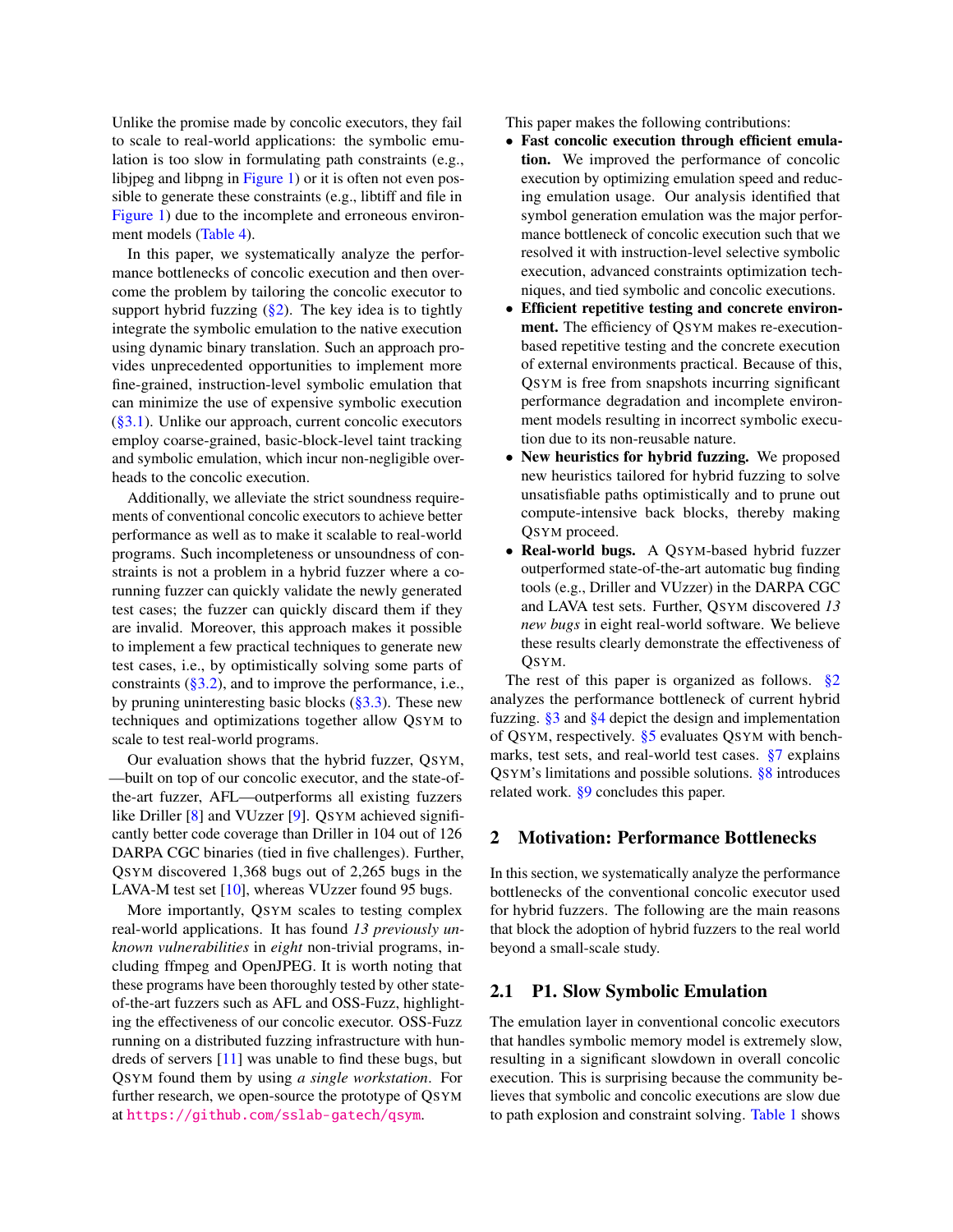Unlike the promise made by concolic executors, they fail to scale to real-world applications: the symbolic emulation is too slow in formulating path constraints (e.g., libjpeg and libpng in Figure 1) or it is often not even possible to generate these constraints (e.g., libtiff and file in Figure 1) due to the incomplete and erroneous environment models (Table 4).

In this paper, we systematically analyze the performance bottlenecks of concolic execution and then overcome the problem by tailoring the concolic executor to support hybrid fuzzing (§2). The key idea is to tightly integrate the symbolic emulation to the native execution using dynamic binary translation. Such an approach provides unprecedented opportunities to implement more fine-grained, instruction-level symbolic emulation that can minimize the use of expensive symbolic execution (§3.1). Unlike our approach, current concolic executors employ coarse-grained, basic-block-level taint tracking and symbolic emulation, which incur non-negligible overheads to the concolic execution.

Additionally, we alleviate the strict soundness requirements of conventional concolic executors to achieve better performance as well as to make it scalable to real-world programs. Such incompleteness or unsoundness of constraints is not a problem in a hybrid fuzzer where a co-running fuzzer can quickly validate the newly generated test cases; the fuzzer can quickly discard them if they are invalid. Moreover, this approach makes it possible to implement a few practical techniques to generate new test cases, i.e., by optimistically solving some parts of constraints (§3.2), and to improve the performance, i.e., by pruning uninteresting basic blocks (§3.3). These new techniques and optimizations together allow QSYM to scale to test real-world programs.

Our evaluation shows that the hybrid fuzzer, QSYM, —built on top of our concolic executor, and the state-of-the-art fuzzer, AFL—outperforms all existing fuzzers like Driller [8] and VUzzer [9]. QSYM achieved significantly better code coverage than Driller in 104 out of 126 DARPA CGC binaries (tied in five challenges). Further, QSYM discovered 1,368 bugs out of 2,265 bugs in the LAVA-M test set [10], whereas VUzzer found 95 bugs.

More importantly, QSYM scales to testing complex real-world applications. It has found *13 previously unknown vulnerabilities* in *eight* non-trivial programs, including ffmpeg and OpenJPEG. It is worth noting that these programs have been thoroughly tested by other state-of-the-art fuzzers such as AFL and OSS-Fuzz, highlighting the effectiveness of our concolic executor. OSS-Fuzz running on a distributed fuzzing infrastructure with hundreds of servers [11] was unable to find these bugs, but QSYM found them by using *a single workstation*. For further research, we open-source the prototype of QSYM at https://github.com/sslab-gatech/qsym.

This paper makes the following contributions:

- **Fast concolic execution through efficient emulation.** We improved the performance of concolic execution by optimizing emulation speed and reducing emulation usage. Our analysis identified that symbol generation emulation was the major performance bottleneck of concolic execution such that we resolved it with instruction-level selective symbolic execution, advanced constraints optimization techniques, and tied symbolic and concolic executions.
- **Efficient repetitive testing and concrete environment.** The efficiency of QSYM makes re-execution-based repetitive testing and the concrete execution of external environments practical. Because of this, QSYM is free from snapshots incurring significant performance degradation and incomplete environment models resulting in incorrect symbolic execution due to its non-reusable nature.
- **New heuristics for hybrid fuzzing.** We proposed new heuristics tailored for hybrid fuzzing to solve unsatisfiable paths optimistically and to prune out compute-intensive back blocks, thereby making QSYM proceed.
- **Real-world bugs.** A QSYM-based hybrid fuzzer outperformed state-of-the-art automatic bug finding tools (e.g., Driller and VUzzer) in the DARPA CGC and LAVA test sets. Further, QSYM discovered *13 new bugs* in eight real-world software. We believe these results clearly demonstrate the effectiveness of QSYM.

The rest of this paper is organized as follows. §2 analyzes the performance bottleneck of current hybrid fuzzing. §3 and §4 depict the design and implementation of QSYM, respectively. §5 evaluates QSYM with benchmarks, test sets, and real-world test cases. §7 explains QSYM's limitations and possible solutions. §8 introduces related work. §9 concludes this paper.

## 2 Motivation: Performance Bottlenecks

In this section, we systematically analyze the performance bottlenecks of the conventional concolic executor used for hybrid fuzzers. The following are the main reasons that block the adoption of hybrid fuzzers to the real world beyond a small-scale study.

### 2.1 P1. Slow Symbolic Emulation

The emulation layer in conventional concolic executors that handles symbolic memory model is extremely slow, resulting in a significant slowdown in overall concolic execution. This is surprising because the community believes that symbolic and concolic executions are slow due to path explosion and constraint solving. Table 1 shows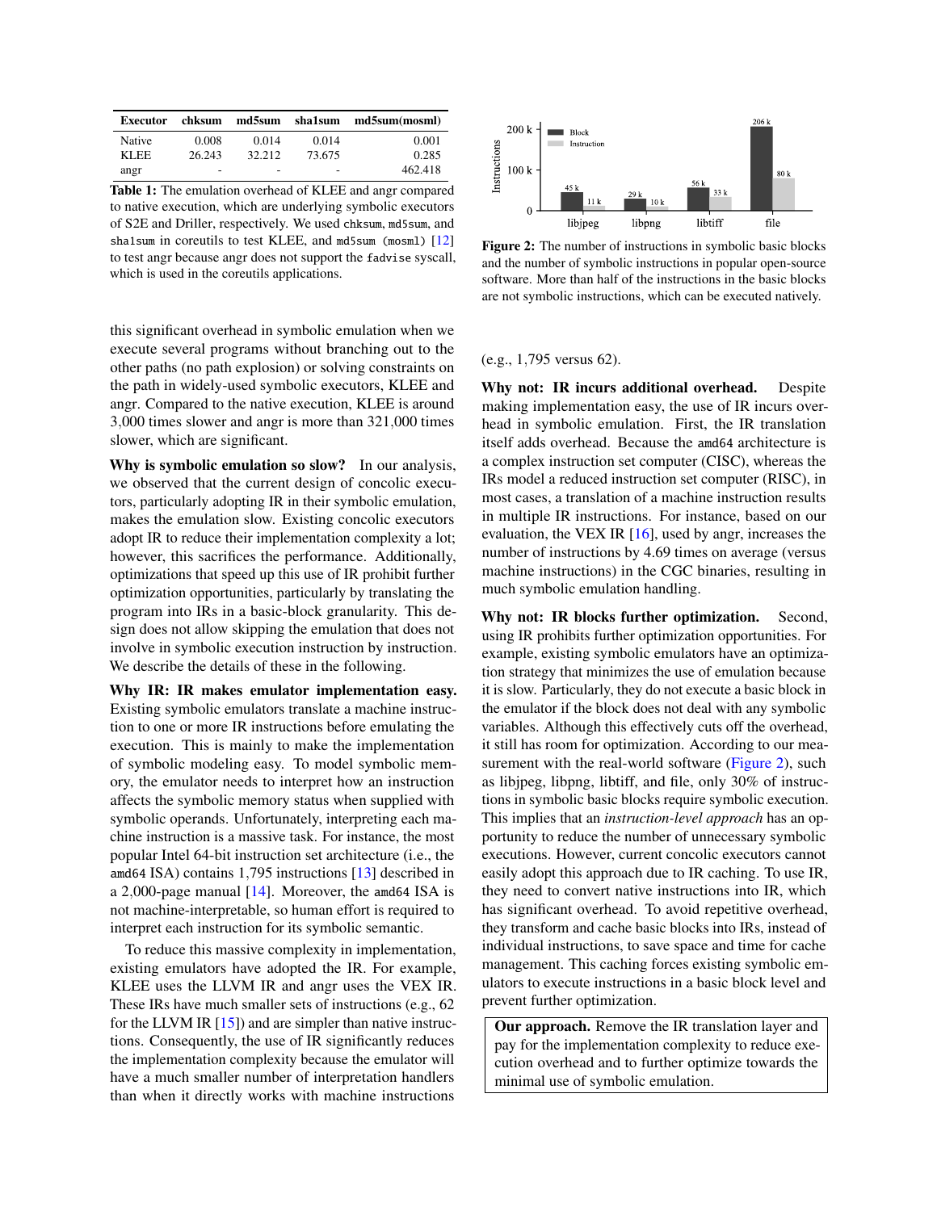| Executor | chksum | md5sum | sha1sum | md5sum(mosml) |
|---|---|---|---|---|
| Native | 0.008 | 0.014 | 0.014 | 0.001 |
| KLEE | 26.243 | 32.212 | 73.675 | 0.285 |
| angr | - | - | - | 462.418 |

**Table 1:** The emulation overhead of KLEE and angr compared to native execution, which are underlying symbolic executors of S2E and Driller, respectively. We used `chksum`, `md5sum`, and `sha1sum` in coreutils to test KLEE, and `md5sum (mosml)` [12] to test angr because angr does not support the `fadvise` syscall, which is used in the coreutils applications.

this significant overhead in symbolic emulation when we execute several programs without branching out to the other paths (no path explosion) or solving constraints on the path in widely-used symbolic executors, KLEE and angr. Compared to the native execution, KLEE is around 3,000 times slower and angr is more than 321,000 times slower, which are significant.

**Why is symbolic emulation so slow?** In our analysis, we observed that the current design of concolic executors, particularly adopting IR in their symbolic emulation, makes the emulation slow. Existing concolic executors adopt IR to reduce their implementation complexity a lot; however, this sacrifices the performance. Additionally, optimizations that speed up this use of IR prohibit further optimization opportunities, particularly by translating the program into IRs in a basic-block granularity. This design does not allow skipping the emulation that does not involve in symbolic execution instruction by instruction. We describe the details of these in the following.

**Why IR: IR makes emulator implementation easy.** Existing symbolic emulators translate a machine instruction to one or more IR instructions before emulating the execution. This is mainly to make the implementation of symbolic modeling easy. To model symbolic memory, the emulator needs to interpret how an instruction affects the symbolic memory status when supplied with symbolic operands. Unfortunately, interpreting each machine instruction is a massive task. For instance, the most popular Intel 64-bit instruction set architecture (i.e., the `amd64` ISA) contains 1,795 instructions [13] described in a 2,000-page manual [14]. Moreover, the `amd64` ISA is not machine-interpretable, so human effort is required to interpret each instruction for its symbolic semantic.

To reduce this massive complexity in implementation, existing emulators have adopted the IR. For example, KLEE uses the LLVM IR and angr uses the VEX IR. These IRs have much smaller sets of instructions (e.g., 62 for the LLVM IR [15]) and are simpler than native instructions. Consequently, the use of IR significantly reduces the implementation complexity because the emulator will have a much smaller number of interpretation handlers than when it directly works with machine instructions (e.g., 1,795 versus 62).

| | Block | Instruction |
|---|---|---|
| libjpeg | 45 k | 11 k |
| libpng | 29 k | 10 k |
| libtiff | 56 k | 33 k |
| file | 206 k | 80 k |

**Figure 2:** The number of instructions in symbolic basic blocks and the number of symbolic instructions in popular open-source software. More than half of the instructions in the basic blocks are not symbolic instructions, which can be executed natively.

**Why not: IR incurs additional overhead.** Despite making implementation easy, the use of IR incurs overhead in symbolic emulation. First, the IR translation itself adds overhead. Because the `amd64` architecture is a complex instruction set computer (CISC), whereas the IRs model a reduced instruction set computer (RISC), in most cases, a translation of a machine instruction results in multiple IR instructions. For instance, based on our evaluation, the VEX IR [16], used by angr, increases the number of instructions by 4.69 times on average (versus machine instructions) in the CGC binaries, resulting in much symbolic emulation handling.

**Why not: IR blocks further optimization.** Second, using IR prohibits further optimization opportunities. For example, existing symbolic emulators have an optimization strategy that minimizes the use of emulation because it is slow. Particularly, they do not execute a basic block in the emulator if the block does not deal with any symbolic variables. Although this effectively cuts off the overhead, it still has room for optimization. According to our measurement with the real-world software (Figure 2), such as libjpeg, libpng, libtiff, and file, only 30% of instructions in symbolic basic blocks require symbolic execution. This implies that an *instruction-level approach* has an opportunity to reduce the number of unnecessary symbolic executions. However, current concolic executors cannot easily adopt this approach due to IR caching. To use IR, they need to convert native instructions into IR, which has significant overhead. To avoid repetitive overhead, they transform and cache basic blocks into IRs, instead of individual instructions, to save space and time for cache management. This caching forces existing symbolic emulators to execute instructions in a basic block level and prevent further optimization.

**Our approach.** Remove the IR translation layer and pay for the implementation complexity to reduce execution overhead and to further optimize towards the minimal use of symbolic emulation.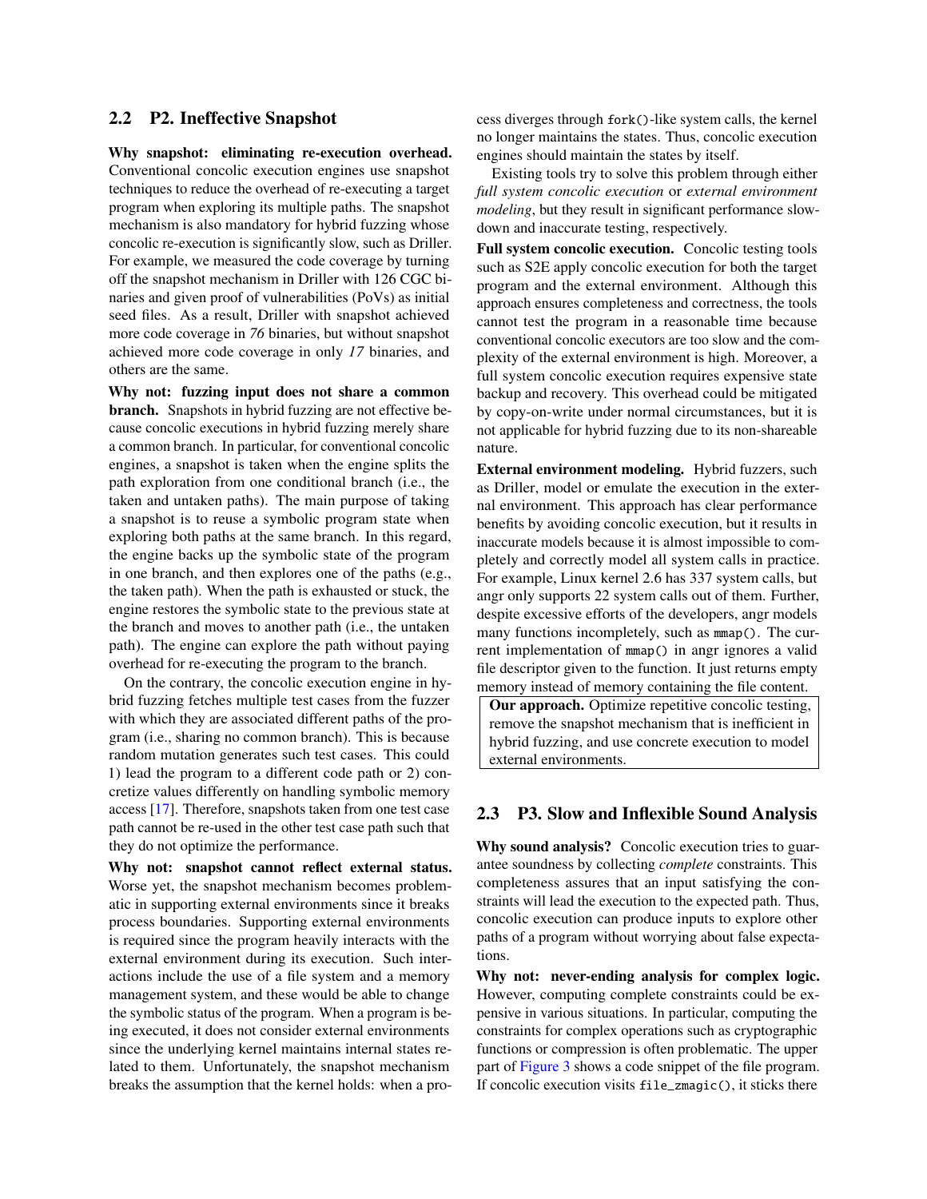## 2.2 P2. Ineffective Snapshot

**Why snapshot: eliminating re-execution overhead.** Conventional concolic execution engines use snapshot techniques to reduce the overhead of re-executing a target program when exploring its multiple paths. The snapshot mechanism is also mandatory for hybrid fuzzing whose concolic re-execution is significantly slow, such as Driller. For example, we measured the code coverage by turning off the snapshot mechanism in Driller with 126 CGC binaries and given proof of vulnerabilities (PoVs) as initial seed files. As a result, Driller with snapshot achieved more code coverage in *76* binaries, but without snapshot achieved more code coverage in only *17* binaries, and others are the same.

**Why not: fuzzing input does not share a common branch.** Snapshots in hybrid fuzzing are not effective because concolic executions in hybrid fuzzing merely share a common branch. In particular, for conventional concolic engines, a snapshot is taken when the engine splits the path exploration from one conditional branch (i.e., the taken and untaken paths). The main purpose of taking a snapshot is to reuse a symbolic program state when exploring both paths at the same branch. In this regard, the engine backs up the symbolic state of the program in one branch, and then explores one of the paths (e.g., the taken path). When the path is exhausted or stuck, the engine restores the symbolic state to the previous state at the branch and moves to another path (i.e., the untaken path). The engine can explore the path without paying overhead for re-executing the program to the branch.

On the contrary, the concolic execution engine in hybrid fuzzing fetches multiple test cases from the fuzzer with which they are associated different paths of the program (i.e., sharing no common branch). This is because random mutation generates such test cases. This could 1) lead the program to a different code path or 2) concretize values differently on handling symbolic memory access [17]. Therefore, snapshots taken from one test case path cannot be re-used in the other test case path such that they do not optimize the performance.

**Why not: snapshot cannot reflect external status.** Worse yet, the snapshot mechanism becomes problematic in supporting external environments since it breaks process boundaries. Supporting external environments is required since the program heavily interacts with the external environment during its execution. Such interactions include the use of a file system and a memory management system, and these would be able to change the symbolic status of the program. When a program is being executed, it does not consider external environments since the underlying kernel maintains internal states related to them. Unfortunately, the snapshot mechanism breaks the assumption that the kernel holds: when a process diverges through `fork()`-like system calls, the kernel no longer maintains the states. Thus, concolic execution engines should maintain the states by itself.

Existing tools try to solve this problem through either *full system concolic execution* or *external environment modeling*, but they result in significant performance slowdown and inaccurate testing, respectively.

**Full system concolic execution.** Concolic testing tools such as S2E apply concolic execution for both the target program and the external environment. Although this approach ensures completeness and correctness, the tools cannot test the program in a reasonable time because conventional concolic executors are too slow and the complexity of the external environment is high. Moreover, a full system concolic execution requires expensive state backup and recovery. This overhead could be mitigated by copy-on-write under normal circumstances, but it is not applicable for hybrid fuzzing due to its non-shareable nature.

**External environment modeling.** Hybrid fuzzers, such as Driller, model or emulate the execution in the external environment. This approach has clear performance benefits by avoiding concolic execution, but it results in inaccurate models because it is almost impossible to completely and correctly model all system calls in practice. For example, Linux kernel 2.6 has 337 system calls, but angr only supports 22 system calls out of them. Further, despite excessive efforts of the developers, angr models many functions incompletely, such as `mmap()`. The current implementation of `mmap()` in angr ignores a valid file descriptor given to the function. It just returns empty memory instead of memory containing the file content.

> **Our approach.** Optimize repetitive concolic testing, remove the snapshot mechanism that is inefficient in hybrid fuzzing, and use concrete execution to model external environments.

## 2.3 P3. Slow and Inflexible Sound Analysis

**Why sound analysis?** Concolic execution tries to guarantee soundness by collecting *complete* constraints. This completeness assures that an input satisfying the constraints will lead the execution to the expected path. Thus, concolic execution can produce inputs to explore other paths of a program without worrying about false expectations.

**Why not: never-ending analysis for complex logic.** However, computing complete constraints could be expensive in various situations. In particular, computing the constraints for complex operations such as cryptographic functions or compression is often problematic. The upper part of Figure 3 shows a code snippet of the file program. If concolic execution visits `file_zmagic()`, it sticks there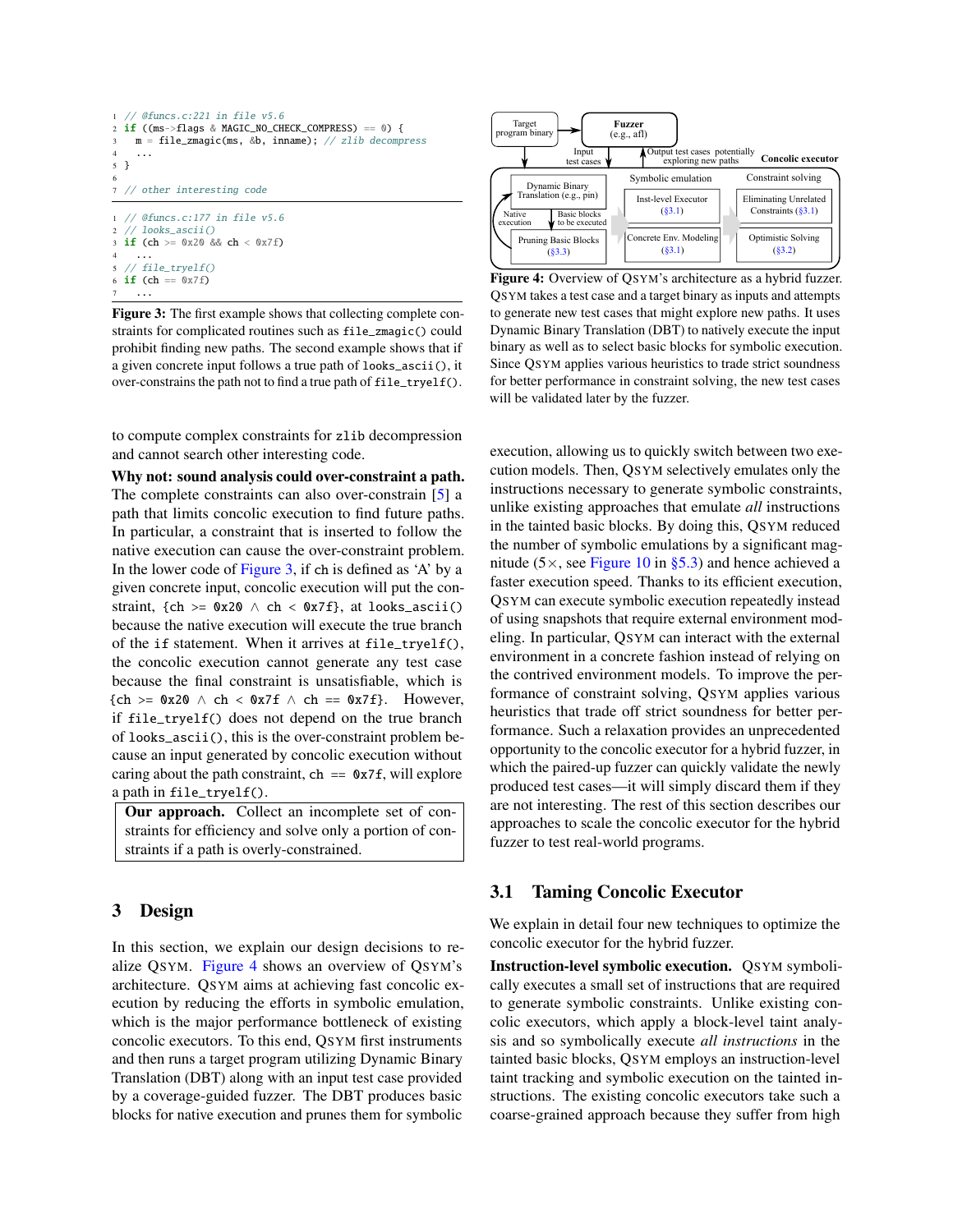```
// @funcs.c:221 in file v5.6
if ((ms->flags & MAGIC_NO_CHECK_COMPRESS) == 0) {
  m = file_zmagic(ms, &b, inname); // zlib decompress
  ...
}

// other interesting code
```

```
// @funcs.c:177 in file v5.6
// looks_ascii()
if (ch >= 0x20 && ch < 0x7f)
  ...
// file_tryelf()
if (ch == 0x7f)
  ...
```

**Figure 3:** The first example shows that collecting complete constraints for complicated routines such as `file_zmagic()` could prohibit finding new paths. The second example shows that if a given concrete input follows a true path of `looks_ascii()`, it over-constrains the path not to find a true path of `file_tryelf()`.

to compute complex constraints for `zlib` decompression and cannot search other interesting code.

**Why not: sound analysis could over-constraint a path.** The complete constraints can also over-constrain [5] a path that limits concolic execution to find future paths. In particular, a constraint that is inserted to follow the native execution can cause the over-constraint problem. In the lower code of Figure 3, if `ch` is defined as 'A' by a given concrete input, concolic execution will put the constraint, {`ch >= 0x20` $\wedge$ `ch < 0x7f`}, at `looks_ascii()` because the native execution will execute the true branch of the `if` statement. When it arrives at `file_tryelf()`, the concolic execution cannot generate any test case because the final constraint is unsatisfiable, which is {`ch >= 0x20` $\wedge$ `ch < 0x7f` $\wedge$ `ch == 0x7f`}. However, if `file_tryelf()` does not depend on the true branch of `looks_ascii()`, this is the over-constraint problem because an input generated by concolic execution without caring about the path constraint, `ch == 0x7f`, will explore a path in `file_tryelf()`.

> **Our approach.** Collect an incomplete set of constraints for efficiency and solve only a portion of constraints if a path is overly-constrained.

## 3 Design

In this section, we explain our design decisions to realize QSYM. Figure 4 shows an overview of QSYM's architecture. QSYM aims at achieving fast concolic execution by reducing the efforts in symbolic emulation, which is the major performance bottleneck of existing concolic executors. To this end, QSYM first instruments and then runs a target program utilizing Dynamic Binary Translation (DBT) along with an input test case provided by a coverage-guided fuzzer. The DBT produces basic blocks for native execution and prunes them for symbolic

**Figure 4:** Overview of QSYM's architecture as a hybrid fuzzer. QSYM takes a test case and a target binary as inputs and attempts to generate new test cases that might explore new paths. It uses Dynamic Binary Translation (DBT) to natively execute the input binary as well as to select basic blocks for symbolic execution. Since QSYM applies various heuristics to trade strict soundness for better performance in constraint solving, the new test cases will be validated later by the fuzzer.

execution, allowing us to quickly switch between two execution models. Then, QSYM selectively emulates only the instructions necessary to generate symbolic constraints, unlike existing approaches that emulate *all* instructions in the tainted basic blocks. By doing this, QSYM reduced the number of symbolic emulations by a significant magnitude (5×, see Figure 10 in §5.3) and hence achieved a faster execution speed. Thanks to its efficient execution, QSYM can execute symbolic execution repeatedly instead of using snapshots that require external environment modeling. In particular, QSYM can interact with the external environment in a concrete fashion instead of relying on the contrived environment models. To improve the performance of constraint solving, QSYM applies various heuristics that trade off strict soundness for better performance. Such a relaxation provides an unprecedented opportunity to the concolic executor for a hybrid fuzzer, in which the paired-up fuzzer can quickly validate the newly produced test cases—it will simply discard them if they are not interesting. The rest of this section describes our approaches to scale the concolic executor for the hybrid fuzzer to test real-world programs.

### 3.1 Taming Concolic Executor

We explain in detail four new techniques to optimize the concolic executor for the hybrid fuzzer.

**Instruction-level symbolic execution.** QSYM symbolically executes a small set of instructions that are required to generate symbolic constraints. Unlike existing concolic executors, which apply a block-level taint analysis and so symbolically execute *all instructions* in the tainted basic blocks, QSYM employs an instruction-level taint tracking and symbolic execution on the tainted instructions. The existing concolic executors take such a coarse-grained approach because they suffer from high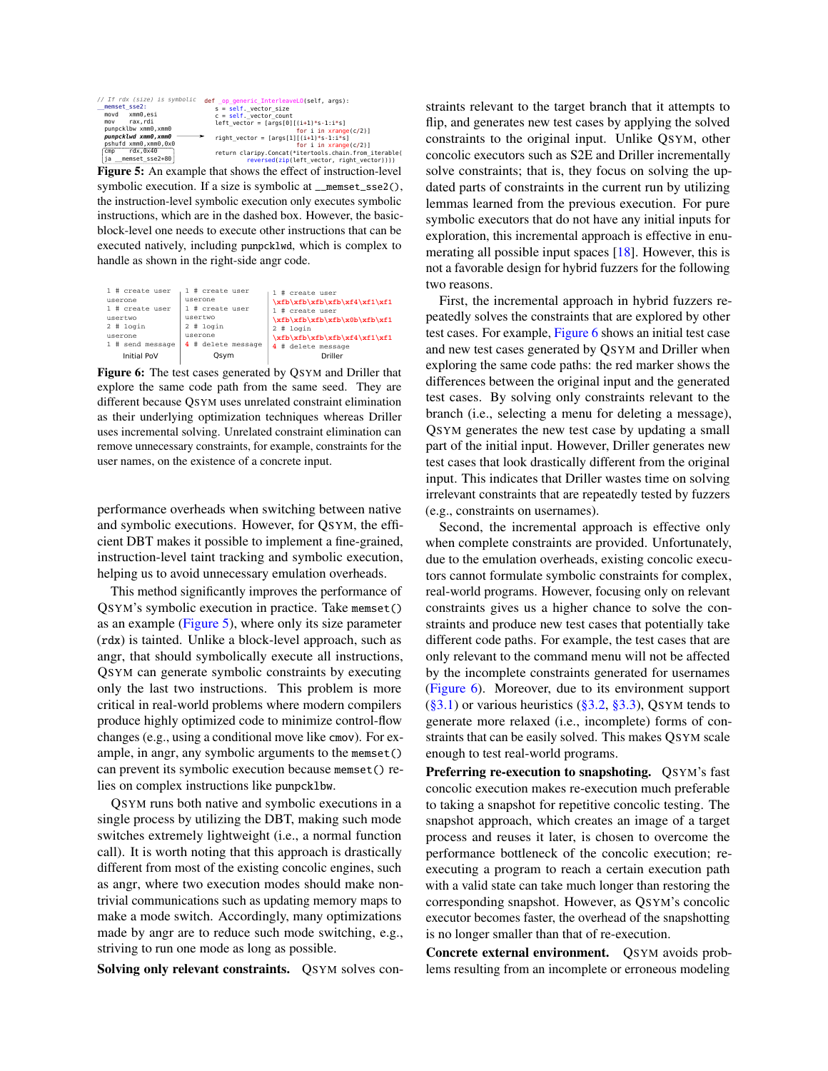```
// If rdx (size) is symbolic
__memset_sse2:
  movd    xmm0,esi
  mov     rax,rdi
  punpcklbw xmm0,xmm0
  punpcklwd xmm0,xmm0
  pshufd  xmm0,xmm0,0x0
  cmp     rdx,0x40
  ja  __memset_sse2+80
```

```
def _op_generic_InterleaveLO(self, args):
    s = self._vector_size
    c = self._vector_count
    left_vector = [args[0][(i+1)*s-1:i*s]
                   for i in xrange(c/2)]
    right_vector = [args[1][(i+1)*s-1:i*s]
                    for i in xrange(c/2)]
    return claripy.Concat(*itertools.chain.from_iterable(
        reversed(zip(left_vector, right_vector))))
```

**Figure 5:** An example that shows the effect of instruction-level symbolic execution. If a size is symbolic at `__memset_sse2()`, the instruction-level symbolic execution only executes symbolic instructions, which are in the dashed box. However, the basic-block-level one needs to execute other instructions that can be executed natively, including `punpcklwd`, which is complex to handle as shown in the right-side angr code.

Initial PoV:
```
1 # create user
userone
1 # create user
usertwo
2 # login
userone
1 # send message
```

Qsym:
```
1 # create user
userone
1 # create user
usertwo
2 # login
userone
4 # delete message
```

Driller:
```
1 # create user
\xfb\xfb\xfb\xfb\xf4\xf1\xf1
1 # create user
\xfb\xfb\xfb\xfb\x0b\xfb\xf1
2 # login
\xfb\xfb\xfb\xfb\xf4\xf1\xf1
4 # delete message
```

**Figure 6:** The test cases generated by QSYM and Driller that explore the same code path from the same seed. They are different because QSYM uses unrelated constraint elimination as their underlying optimization techniques whereas Driller uses incremental solving. Unrelated constraint elimination can remove unnecessary constraints, for example, constraints for the user names, on the existence of a concrete input.

performance overheads when switching between native and symbolic executions. However, for QSYM, the efficient DBT makes it possible to implement a fine-grained, instruction-level taint tracking and symbolic execution, helping us to avoid unnecessary emulation overheads.

This method significantly improves the performance of QSYM's symbolic execution in practice. Take `memset()` as an example (Figure 5), where only its size parameter (`rdx`) is tainted. Unlike a block-level approach, such as angr, that should symbolically execute all instructions, QSYM can generate symbolic constraints by executing only the last two instructions. This problem is more critical in real-world problems where modern compilers produce highly optimized code to minimize control-flow changes (e.g., using a conditional move like `cmov`). For example, in angr, any symbolic arguments to the `memset()` can prevent its symbolic execution because `memset()` relies on complex instructions like `punpcklbw`.

QSYM runs both native and symbolic executions in a single process by utilizing the DBT, making such mode switches extremely lightweight (i.e., a normal function call). It is worth noting that this approach is drastically different from most of the existing concolic engines, such as angr, where two execution modes should make non-trivial communications such as updating memory maps to make a mode switch. Accordingly, many optimizations made by angr are to reduce such mode switching, e.g., striving to run one mode as long as possible.

**Solving only relevant constraints.** QSYM solves constraints relevant to the target branch that it attempts to flip, and generates new test cases by applying the solved constraints to the original input. Unlike QSYM, other concolic executors such as S2E and Driller incrementally solve constraints; that is, they focus on solving the updated parts of constraints in the current run by utilizing lemmas learned from the previous execution. For pure symbolic executors that do not have any initial inputs for exploration, this incremental approach is effective in enumerating all possible input spaces [18]. However, this is not a favorable design for hybrid fuzzers for the following two reasons.

First, the incremental approach in hybrid fuzzers repeatedly solves the constraints that are explored by other test cases. For example, Figure 6 shows an initial test case and new test cases generated by QSYM and Driller when exploring the same code paths: the red marker shows the differences between the original input and the generated test cases. By solving only constraints relevant to the branch (i.e., selecting a menu for deleting a message), QSYM generates the new test case by updating a small part of the initial input. However, Driller generates new test cases that look drastically different from the original input. This indicates that Driller wastes time on solving irrelevant constraints that are repeatedly tested by fuzzers (e.g., constraints on usernames).

Second, the incremental approach is effective only when complete constraints are provided. Unfortunately, due to the emulation overheads, existing concolic executors cannot formulate symbolic constraints for complex, real-world programs. However, focusing only on relevant constraints gives us a higher chance to solve the constraints and produce new test cases that potentially take different code paths. For example, the test cases that are only relevant to the command menu will not be affected by the incomplete constraints generated for usernames (Figure 6). Moreover, due to its environment support (§3.1) or various heuristics (§3.2, §3.3), QSYM tends to generate more relaxed (i.e., incomplete) forms of constraints that can be easily solved. This makes QSYM scale enough to test real-world programs.

**Preferring re-execution to snapshoting.** QSYM's fast concolic execution makes re-execution much preferable to taking a snapshot for repetitive concolic testing. The snapshot approach, which creates an image of a target process and reuses it later, is chosen to overcome the performance bottleneck of the concolic execution; re-executing a program to reach a certain execution path with a valid state can take much longer than restoring the corresponding snapshot. However, as QSYM's concolic executor becomes faster, the overhead of the snapshotting is no longer smaller than that of re-execution.

**Concrete external environment.** QSYM avoids problems resulting from an incomplete or erroneous modeling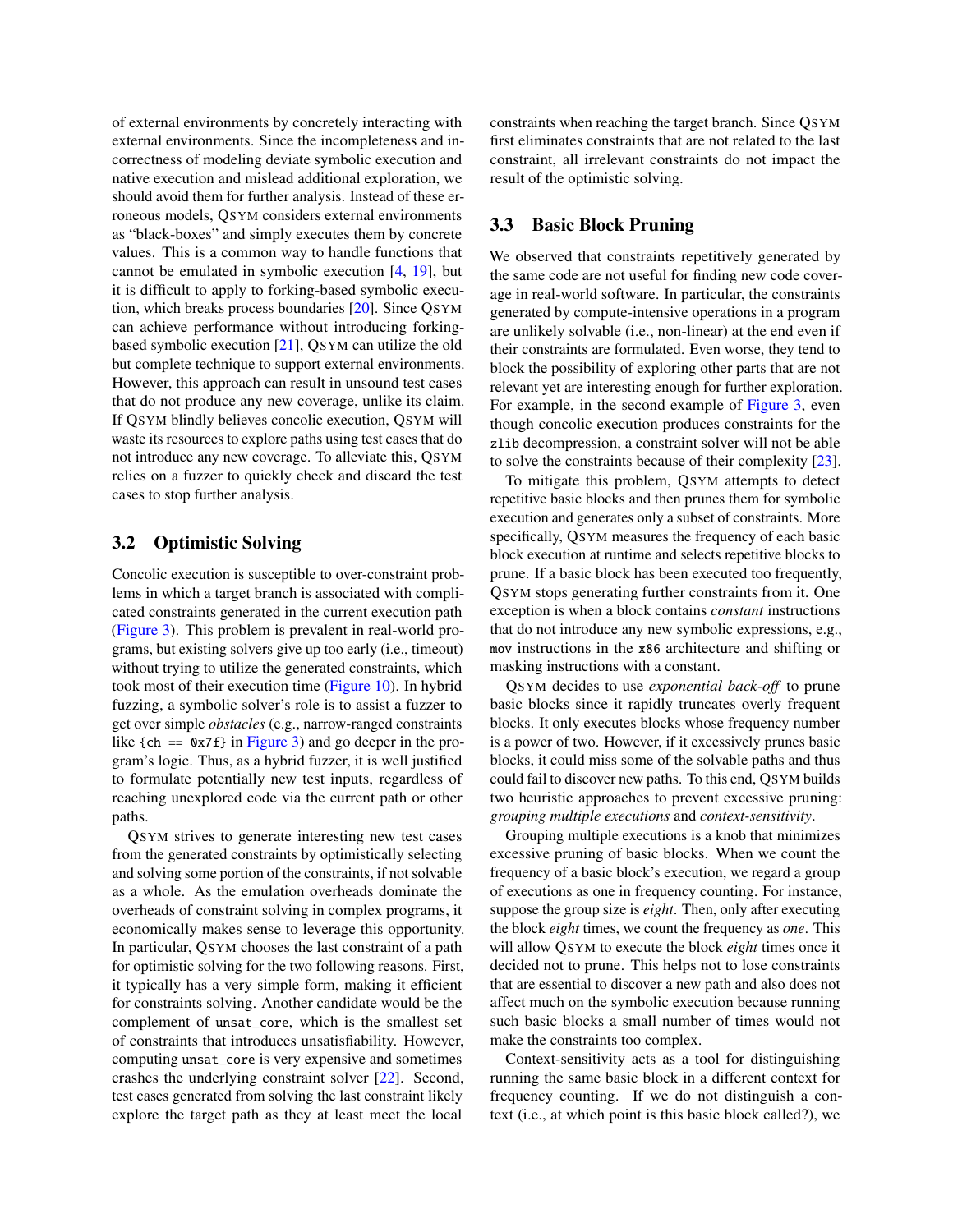of external environments by concretely interacting with external environments. Since the incompleteness and incorrectness of modeling deviate symbolic execution and native execution and mislead additional exploration, we should avoid them for further analysis. Instead of these erroneous models, QSYM considers external environments as "black-boxes" and simply executes them by concrete values. This is a common way to handle functions that cannot be emulated in symbolic execution [4, 19], but it is difficult to apply to forking-based symbolic execution, which breaks process boundaries [20]. Since QSYM can achieve performance without introducing forking-based symbolic execution [21], QSYM can utilize the old but complete technique to support external environments. However, this approach can result in unsound test cases that do not produce any new coverage, unlike its claim. If QSYM blindly believes concolic execution, QSYM will waste its resources to explore paths using test cases that do not introduce any new coverage. To alleviate this, QSYM relies on a fuzzer to quickly check and discard the test cases to stop further analysis.

## 3.2 Optimistic Solving

Concolic execution is susceptible to over-constraint problems in which a target branch is associated with complicated constraints generated in the current execution path (Figure 3). This problem is prevalent in real-world programs, but existing solvers give up too early (i.e., timeout) without trying to utilize the generated constraints, which took most of their execution time (Figure 10). In hybrid fuzzing, a symbolic solver's role is to assist a fuzzer to get over simple *obstacles* (e.g., narrow-ranged constraints like `{ch == 0x7f}` in Figure 3) and go deeper in the program's logic. Thus, as a hybrid fuzzer, it is well justified to formulate potentially new test inputs, regardless of reaching unexplored code via the current path or other paths.

QSYM strives to generate interesting new test cases from the generated constraints by optimistically selecting and solving some portion of the constraints, if not solvable as a whole. As the emulation overheads dominate the overheads of constraint solving in complex programs, it economically makes sense to leverage this opportunity. In particular, QSYM chooses the last constraint of a path for optimistic solving for the two following reasons. First, it typically has a very simple form, making it efficient for constraints solving. Another candidate would be the complement of `unsat_core`, which is the smallest set of constraints that introduces unsatisfiability. However, computing `unsat_core` is very expensive and sometimes crashes the underlying constraint solver [22]. Second, test cases generated from solving the last constraint likely explore the target path as they at least meet the local constraints when reaching the target branch. Since QSYM first eliminates constraints that are not related to the last constraint, all irrelevant constraints do not impact the result of the optimistic solving.

## 3.3 Basic Block Pruning

We observed that constraints repetitively generated by the same code are not useful for finding new code coverage in real-world software. In particular, the constraints generated by compute-intensive operations in a program are unlikely solvable (i.e., non-linear) at the end even if their constraints are formulated. Even worse, they tend to block the possibility of exploring other parts that are not relevant yet are interesting enough for further exploration. For example, in the second example of Figure 3, even though concolic execution produces constraints for the `zlib` decompression, a constraint solver will not be able to solve the constraints because of their complexity [23].

To mitigate this problem, QSYM attempts to detect repetitive basic blocks and then prunes them for symbolic execution and generates only a subset of constraints. More specifically, QSYM measures the frequency of each basic block execution at runtime and selects repetitive blocks to prune. If a basic block has been executed too frequently, QSYM stops generating further constraints from it. One exception is when a block contains *constant* instructions that do not introduce any new symbolic expressions, e.g., `mov` instructions in the `x86` architecture and shifting or masking instructions with a constant.

QSYM decides to use *exponential back-off* to prune basic blocks since it rapidly truncates overly frequent blocks. It only executes blocks whose frequency number is a power of two. However, if it excessively prunes basic blocks, it could miss some of the solvable paths and thus could fail to discover new paths. To this end, QSYM builds two heuristic approaches to prevent excessive pruning: *grouping multiple executions* and *context-sensitivity*.

Grouping multiple executions is a knob that minimizes excessive pruning of basic blocks. When we count the frequency of a basic block's execution, we regard a group of executions as one in frequency counting. For instance, suppose the group size is *eight*. Then, only after executing the block *eight* times, we count the frequency as *one*. This will allow QSYM to execute the block *eight* times once it decided not to prune. This helps not to lose constraints that are essential to discover a new path and also does not affect much on the symbolic execution because running such basic blocks a small number of times would not make the constraints too complex.

Context-sensitivity acts as a tool for distinguishing running the same basic block in a different context for frequency counting. If we do not distinguish a context (i.e., at which point is this basic block called?), we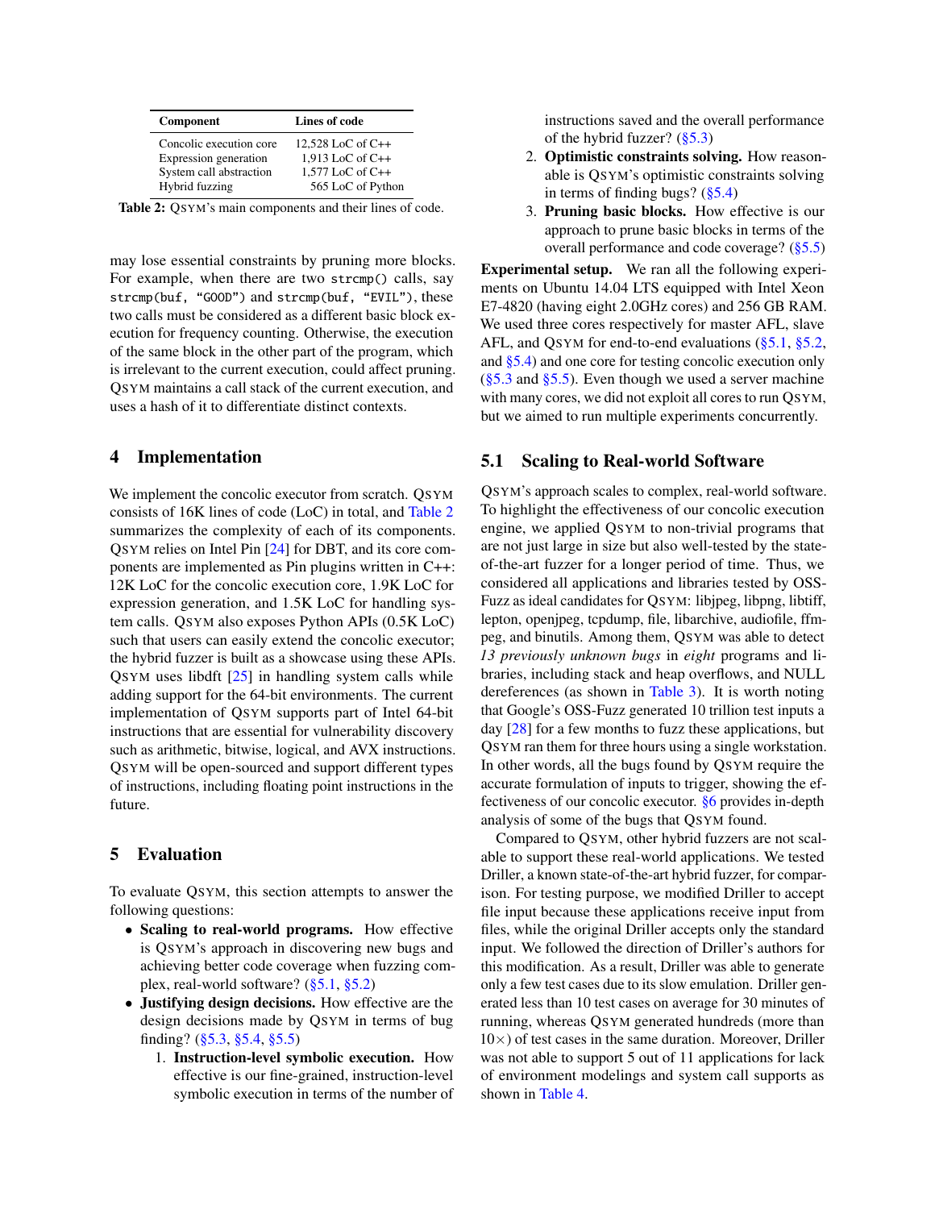| Component | Lines of code |
|---|---|
| Concolic execution core | 12,528 LoC of C++ |
| Expression generation | 1,913 LoC of C++ |
| System call abstraction | 1,577 LoC of C++ |
| Hybrid fuzzing | 565 LoC of Python |

**Table 2:** QSYM's main components and their lines of code.

may lose essential constraints by pruning more blocks. For example, when there are two `strcmp()` calls, say `strcmp(buf, "GOOD")` and `strcmp(buf, "EVIL")`, these two calls must be considered as a different basic block execution for frequency counting. Otherwise, the execution of the same block in the other part of the program, which is irrelevant to the current execution, could affect pruning. QSYM maintains a call stack of the current execution, and uses a hash of it to differentiate distinct contexts.

## 4 Implementation

We implement the concolic executor from scratch. QSYM consists of 16K lines of code (LoC) in total, and Table 2 summarizes the complexity of each of its components. QSYM relies on Intel Pin [24] for DBT, and its core components are implemented as Pin plugins written in C++: 12K LoC for the concolic execution core, 1.9K LoC for expression generation, and 1.5K LoC for handling system calls. QSYM also exposes Python APIs (0.5K LoC) such that users can easily extend the concolic executor; the hybrid fuzzer is built as a showcase using these APIs. QSYM uses libdft [25] in handling system calls while adding support for the 64-bit environments. The current implementation of QSYM supports part of Intel 64-bit instructions that are essential for vulnerability discovery such as arithmetic, bitwise, logical, and AVX instructions. QSYM will be open-sourced and support different types of instructions, including floating point instructions in the future.

## 5 Evaluation

To evaluate QSYM, this section attempts to answer the following questions:

- **Scaling to real-world programs.** How effective is QSYM's approach in discovering new bugs and achieving better code coverage when fuzzing complex, real-world software? (§5.1, §5.2)
- **Justifying design decisions.** How effective are the design decisions made by QSYM in terms of bug finding? (§5.3, §5.4, §5.5)
  1. **Instruction-level symbolic execution.** How effective is our fine-grained, instruction-level symbolic execution in terms of the number of instructions saved and the overall performance of the hybrid fuzzer? (§5.3)
  2. **Optimistic constraints solving.** How reasonable is QSYM's optimistic constraints solving in terms of finding bugs? (§5.4)
  3. **Pruning basic blocks.** How effective is our approach to prune basic blocks in terms of the overall performance and code coverage? (§5.5)

**Experimental setup.** We ran all the following experiments on Ubuntu 14.04 LTS equipped with Intel Xeon E7-4820 (having eight 2.0GHz cores) and 256 GB RAM. We used three cores respectively for master AFL, slave AFL, and QSYM for end-to-end evaluations (§5.1, §5.2, and §5.4) and one core for testing concolic execution only (§5.3 and §5.5). Even though we used a server machine with many cores, we did not exploit all cores to run QSYM, but we aimed to run multiple experiments concurrently.

### 5.1 Scaling to Real-world Software

QSYM's approach scales to complex, real-world software. To highlight the effectiveness of our concolic execution engine, we applied QSYM to non-trivial programs that are not just large in size but also well-tested by the state-of-the-art fuzzer for a longer period of time. Thus, we considered all applications and libraries tested by OSS-Fuzz as ideal candidates for QSYM: libjpeg, libpng, libtiff, lepton, openjpeg, tcpdump, file, libarchive, audiofile, ffmpeg, and binutils. Among them, QSYM was able to detect *13 previously unknown bugs* in *eight* programs and libraries, including stack and heap overflows, and NULL dereferences (as shown in Table 3). It is worth noting that Google's OSS-Fuzz generated 10 trillion test inputs a day [28] for a few months to fuzz these applications, but QSYM ran them for three hours using a single workstation. In other words, all the bugs found by QSYM require the accurate formulation of inputs to trigger, showing the effectiveness of our concolic executor. §6 provides in-depth analysis of some of the bugs that QSYM found.

Compared to QSYM, other hybrid fuzzers are not scalable to support these real-world applications. We tested Driller, a known state-of-the-art hybrid fuzzer, for comparison. For testing purpose, we modified Driller to accept file input because these applications receive input from files, while the original Driller accepts only the standard input. We followed the direction of Driller's authors for this modification. As a result, Driller was able to generate only a few test cases due to its slow emulation. Driller generated less than 10 test cases on average for 30 minutes of running, whereas QSYM generated hundreds (more than $10\times$) of test cases in the same duration. Moreover, Driller was not able to support 5 out of 11 applications for lack of environment modelings and system call supports as shown in Table 4.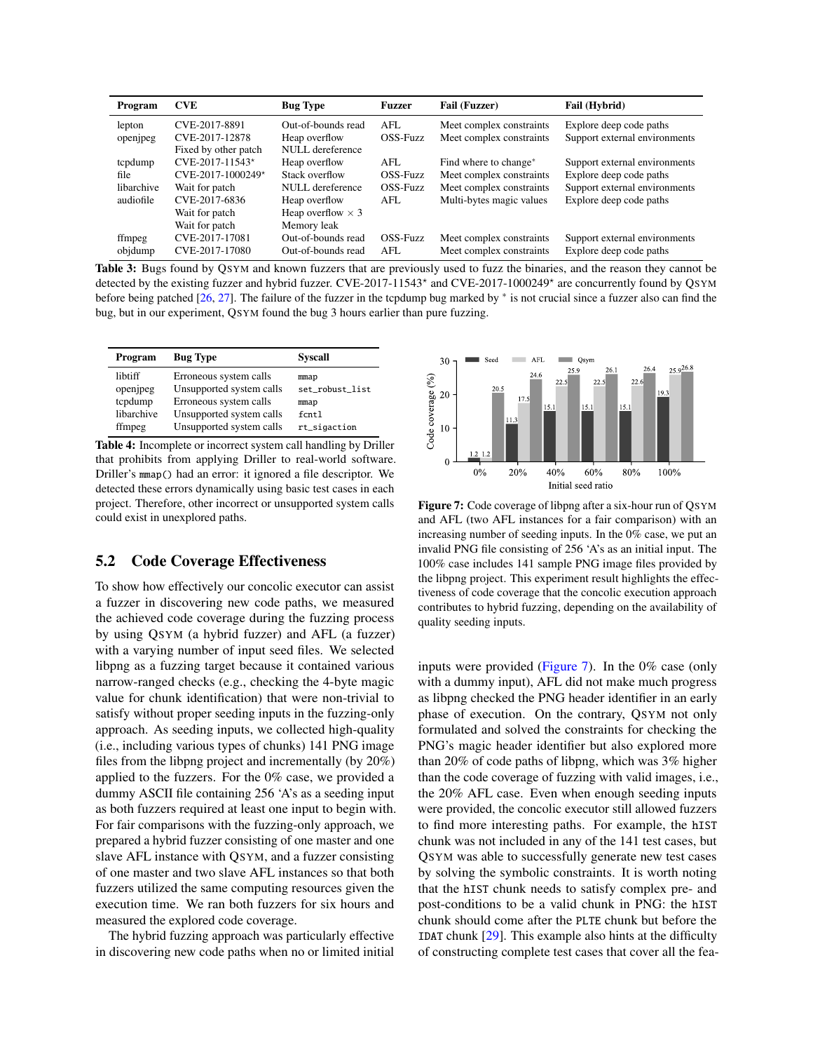| Program | CVE | Bug Type | Fuzzer | Fail (Fuzzer) | Fail (Hybrid) |
|---|---|---|---|---|---|
| lepton | CVE-2017-8891 | Out-of-bounds read | AFL | Meet complex constraints | Explore deep code paths |
| openjpeg | CVE-2017-12878 | Heap overflow | OSS-Fuzz | Meet complex constraints | Support external environments |
| | Fixed by other patch | NULL dereference | | | |
| tcpdump | CVE-2017-11543* | Heap overflow | AFL | Find where to change* | Support external environments |
| file | CVE-2017-1000249* | Stack overflow | OSS-Fuzz | Meet complex constraints | Explore deep code paths |
| libarchive | Wait for patch | NULL dereference | OSS-Fuzz | Meet complex constraints | Support external environments |
| audiofile | CVE-2017-6836 | Heap overflow | AFL | Multi-bytes magic values | Explore deep code paths |
| | Wait for patch | Heap overflow × 3 | | | |
| | Wait for patch | Memory leak | | | |
| ffmpeg | CVE-2017-17081 | Out-of-bounds read | OSS-Fuzz | Meet complex constraints | Support external environments |
| objdump | CVE-2017-17080 | Out-of-bounds read | AFL | Meet complex constraints | Explore deep code paths |

**Table 3:** Bugs found by QSYM and known fuzzers that are previously used to fuzz the binaries, and the reason they cannot be detected by the existing fuzzer and hybrid fuzzer. CVE-2017-11543* and CVE-2017-1000249* are concurrently found by QSYM before being patched [26, 27]. The failure of the fuzzer in the tcpdump bug marked by * is not crucial since a fuzzer also can find the bug, but in our experiment, QSYM found the bug 3 hours earlier than pure fuzzing.

| Program | Bug Type | Syscall |
|---|---|---|
| libtiff | Erroneous system calls | `mmap` |
| openjpeg | Unsupported system calls | `set_robust_list` |
| tcpdump | Erroneous system calls | `mmap` |
| libarchive | Unsupported system calls | `fcntl` |
| ffmpeg | Unsupported system calls | `rt_sigaction` |

**Table 4:** Incomplete or incorrect system call handling by Driller that prohibits from applying Driller to real-world software. Driller's `mmap()` had an error: it ignored a file descriptor. We detected these errors dynamically using basic test cases in each project. Therefore, other incorrect or unsupported system calls could exist in unexplored paths.

## 5.2 Code Coverage Effectiveness

To show how effectively our concolic executor can assist a fuzzer in discovering new code paths, we measured the achieved code coverage during the fuzzing process by using QSYM (a hybrid fuzzer) and AFL (a fuzzer) with a varying number of input seed files. We selected libpng as a fuzzing target because it contained various narrow-ranged checks (e.g., checking the 4-byte magic value for chunk identification) that were non-trivial to satisfy without proper seeding inputs in the fuzzing-only approach. As seeding inputs, we collected high-quality (i.e., including various types of chunks) 141 PNG image files from the libpng project and incrementally (by 20%) applied to the fuzzers. For the 0% case, we provided a dummy ASCII file containing 256 'A's as a seeding input as both fuzzers required at least one input to begin with. For fair comparisons with the fuzzing-only approach, we prepared a hybrid fuzzer consisting of one master and one slave AFL instance with QSYM, and a fuzzer consisting of one master and two slave AFL instances so that both fuzzers utilized the same computing resources given the execution time. We ran both fuzzers for six hours and measured the explored code coverage.

The hybrid fuzzing approach was particularly effective in discovering new code paths when no or limited initial inputs were provided (Figure 7). In the 0% case (only with a dummy input), AFL did not make much progress as libpng checked the PNG header identifier in an early phase of execution. On the contrary, QSYM not only formulated and solved the constraints for checking the PNG's magic header identifier but also explored more than 20% of code paths of libpng, which was 3% higher than the code coverage of fuzzing with valid images, i.e., the 20% AFL case. Even when enough seeding inputs were provided, the concolic executor still allowed fuzzers to find more interesting paths. For example, the `hIST` chunk was not included in any of the 141 test cases, but QSYM was able to successfully generate new test cases by solving the symbolic constraints. It is worth noting that the `hIST` chunk needs to satisfy complex pre- and post-conditions to be a valid chunk in PNG: the `hIST` chunk should come after the `PLTE` chunk but before the `IDAT` chunk [29]. This example also hints at the difficulty of constructing complete test cases that cover all the fea-

| Initial seed ratio | Seed | AFL | Qsym |
|---|---|---|---|
| 0% | | 1.2 | 1.2 |
| 20% | 11.3 | 17.5 | 20.5 |
| 40% | 15.1 | 24.6 | 22.5 |
| 60% | 15.1 | 22.5 | 25.9 |
| 80% | 15.1 | 22.6 | 26.1 |
| 100% | 19.3 | 25.9 | 26.4 / 26.8 |

**Figure 7:** Code coverage of libpng after a six-hour run of QSYM and AFL (two AFL instances for a fair comparison) with an increasing number of seeding inputs. In the 0% case, we put an invalid PNG file consisting of 256 'A's as an initial input. The 100% case includes 141 sample PNG image files provided by the libpng project. This experiment result highlights the effectiveness of code coverage that the concolic execution approach contributes to hybrid fuzzing, depending on the availability of quality seeding inputs.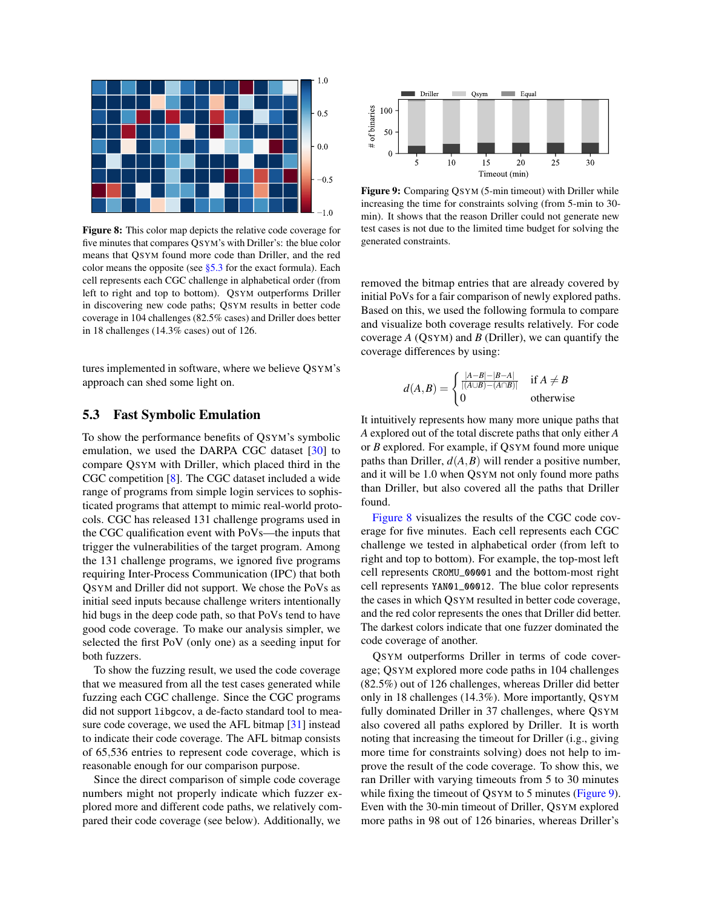Figure 8: This color map depicts the relative code coverage for five minutes that compares QSYM's with Driller's: the blue color means that QSYM found more code than Driller, and the red color means the opposite (see §5.3 for the exact formula). Each cell represents each CGC challenge in alphabetical order (from left to right and top to bottom). QSYM outperforms Driller in discovering new code paths; QSYM results in better code coverage in 104 challenges (82.5% cases) and Driller does better in 18 challenges (14.3% cases) out of 126.

tures implemented in software, where we believe QSYM's approach can shed some light on.

### 5.3 Fast Symbolic Emulation

To show the performance benefits of QSYM's symbolic emulation, we used the DARPA CGC dataset [30] to compare QSYM with Driller, which placed third in the CGC competition [8]. The CGC dataset included a wide range of programs from simple login services to sophisticated programs that attempt to mimic real-world protocols. CGC has released 131 challenge programs used in the CGC qualification event with PoVs—the inputs that trigger the vulnerabilities of the target program. Among the 131 challenge programs, we ignored five programs requiring Inter-Process Communication (IPC) that both QSYM and Driller did not support. We chose the PoVs as initial seed inputs because challenge writers intentionally hid bugs in the deep code path, so that PoVs tend to have good code coverage. To make our analysis simpler, we selected the first PoV (only one) as a seeding input for both fuzzers.

To show the fuzzing result, we used the code coverage that we measured from all the test cases generated while fuzzing each CGC challenge. Since the CGC programs did not support `libgcov`, a de-facto standard tool to measure code coverage, we used the AFL bitmap [31] instead to indicate their code coverage. The AFL bitmap consists of 65,536 entries to represent code coverage, which is reasonable enough for our comparison purpose.

Since the direct comparison of simple code coverage numbers might not properly indicate which fuzzer explored more and different code paths, we relatively compared their code coverage (see below). Additionally, we removed the bitmap entries that are already covered by initial PoVs for a fair comparison of newly explored paths. Based on this, we used the following formula to compare and visualize both coverage results relatively. For code coverage $A$ (QSYM) and $B$ (Driller), we can quantify the coverage differences by using:

$$
d(A,B) = \begin{cases} \frac{|A-B| - |B-A|}{|(A \cup B) - (A \cap B)|} & \text{if } A \neq B \\ 0 & \text{otherwise} \end{cases}
$$

It intuitively represents how many more unique paths that $A$ explored out of the total discrete paths that only either $A$ or $B$ explored. For example, if QSYM found more unique paths than Driller, $d(A,B)$ will render a positive number, and it will be 1.0 when QSYM not only found more paths than Driller, but also covered all the paths that Driller found.

Figure 8 visualizes the results of the CGC code coverage for five minutes. Each cell represents each CGC challenge we tested in alphabetical order (from left to right and top to bottom). For example, the top-most left cell represents `CROMU_00001` and the bottom-most right cell represents `YAN01_00012`. The blue color represents the cases in which QSYM resulted in better code coverage, and the red color represents the ones that Driller did better. The darkest colors indicate that one fuzzer dominated the code coverage of another.

QSYM outperforms Driller in terms of code coverage; QSYM explored more code paths in 104 challenges (82.5%) out of 126 challenges, whereas Driller did better only in 18 challenges (14.3%). More importantly, QSYM fully dominated Driller in 37 challenges, where QSYM also covered all paths explored by Driller. It is worth noting that increasing the timeout for Driller (i.e., giving more time for constraints solving) does not help to improve the result of the code coverage. To show this, we ran Driller with varying timeouts from 5 to 30 minutes while fixing the timeout of QSYM to 5 minutes (Figure 9). Even with the 30-min timeout of Driller, QSYM explored more paths in 98 out of 126 binaries, whereas Driller's

Figure 9: Comparing QSYM (5-min timeout) with Driller while increasing the time for constraints solving (from 5-min to 30-min). It shows that the reason Driller could not generate new test cases is not due to the limited time budget for solving the generated constraints.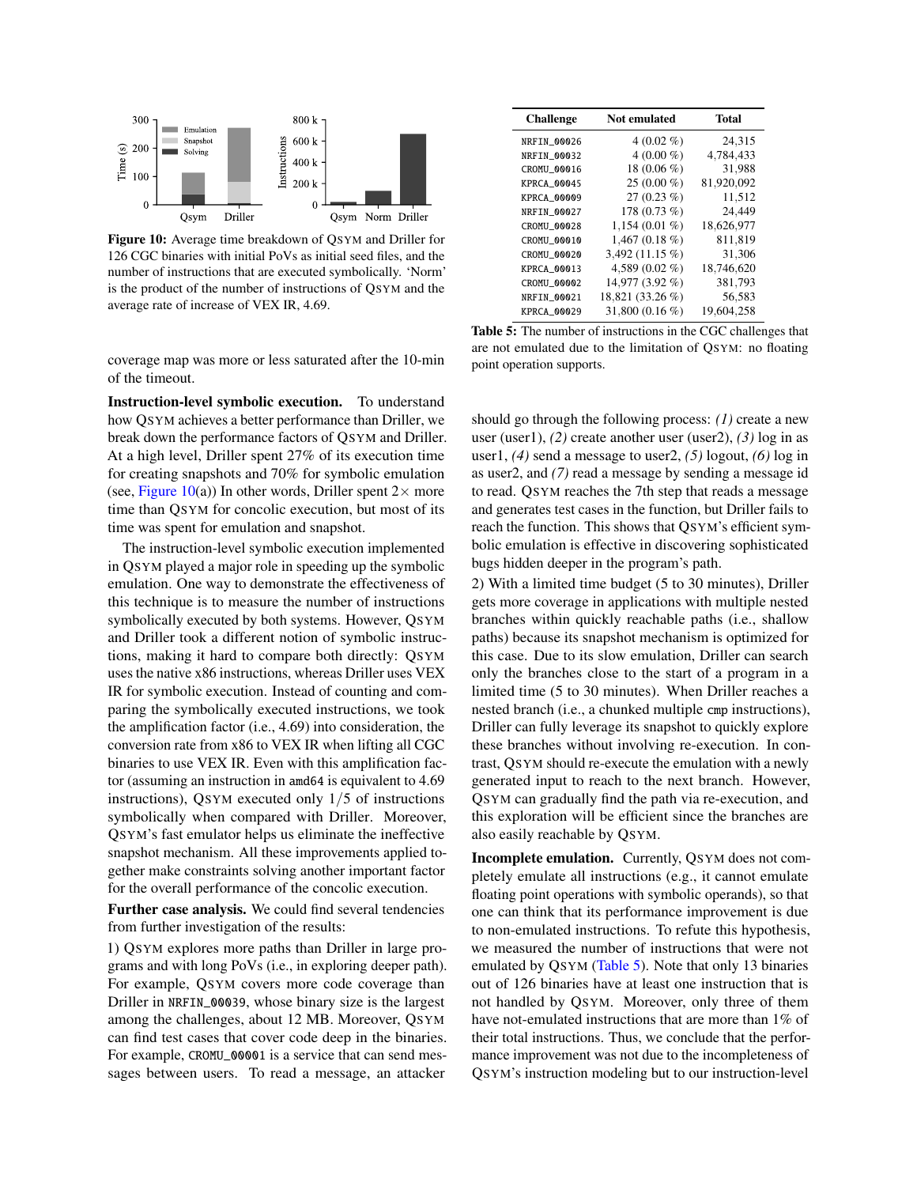**Figure 10:** Average time breakdown of QSYM and Driller for 126 CGC binaries with initial PoVs as initial seed files, and the number of instructions that are executed symbolically. 'Norm' is the product of the number of instructions of QSYM and the average rate of increase of VEX IR, 4.69.

| Challenge | Not emulated | Total |
|---|---|---|
| NRFIN_00026 | 4 (0.02 %) | 24,315 |
| NRFIN_00032 | 4 (0.00 %) | 4,784,433 |
| CROMU_00016 | 18 (0.06 %) | 31,988 |
| KPRCA_00045 | 25 (0.00 %) | 81,920,092 |
| KPRCA_00009 | 27 (0.23 %) | 11,512 |
| NRFIN_00027 | 178 (0.73 %) | 24,449 |
| CROMU_00028 | 1,154 (0.01 %) | 18,626,977 |
| CROMU_00010 | 1,467 (0.18 %) | 811,819 |
| CROMU_00020 | 3,492 (11.15 %) | 31,306 |
| KPRCA_00013 | 4,589 (0.02 %) | 18,746,620 |
| CROMU_00002 | 14,977 (3.92 %) | 381,793 |
| NRFIN_00021 | 18,821 (33.26 %) | 56,583 |
| KPRCA_00029 | 31,800 (0.16 %) | 19,604,258 |

**Table 5:** The number of instructions in the CGC challenges that are not emulated due to the limitation of QSYM: no floating point operation supports.

coverage map was more or less saturated after the 10-min of the timeout.

**Instruction-level symbolic execution.** To understand how QSYM achieves a better performance than Driller, we break down the performance factors of QSYM and Driller. At a high level, Driller spent 27% of its execution time for creating snapshots and 70% for symbolic emulation (see, Figure 10(a)) In other words, Driller spent $2\times$ more time than QSYM for concolic execution, but most of its time was spent for emulation and snapshot.

The instruction-level symbolic execution implemented in QSYM played a major role in speeding up the symbolic emulation. One way to demonstrate the effectiveness of this technique is to measure the number of instructions symbolically executed by both systems. However, QSYM and Driller took a different notion of symbolic instructions, making it hard to compare both directly: QSYM uses the native x86 instructions, whereas Driller uses VEX IR for symbolic execution. Instead of counting and comparing the symbolically executed instructions, we took the amplification factor (i.e., 4.69) into consideration, the conversion rate from x86 to VEX IR when lifting all CGC binaries to use VEX IR. Even with this amplification factor (assuming an instruction in amd64 is equivalent to 4.69 instructions), QSYM executed only $1/5$ of instructions symbolically when compared with Driller. Moreover, QSYM's fast emulator helps us eliminate the ineffective snapshot mechanism. All these improvements applied together make constraints solving another important factor for the overall performance of the concolic execution.

**Further case analysis.** We could find several tendencies from further investigation of the results:

1) QSYM explores more paths than Driller in large programs and with long PoVs (i.e., in exploring deeper path). For example, QSYM covers more code coverage than Driller in NRFIN_00039, whose binary size is the largest among the challenges, about 12 MB. Moreover, QSYM can find test cases that cover code deep in the binaries. For example, CROMU_00001 is a service that can send messages between users. To read a message, an attacker should go through the following process: *(1)* create a new user (user1), *(2)* create another user (user2), *(3)* log in as user1, *(4)* send a message to user2, *(5)* logout, *(6)* log in as user2, and *(7)* read a message by sending a message id to read. QSYM reaches the 7th step that reads a message and generates test cases in the function, but Driller fails to reach the function. This shows that QSYM's efficient symbolic emulation is effective in discovering sophisticated bugs hidden deeper in the program's path.

2) With a limited time budget (5 to 30 minutes), Driller gets more coverage in applications with multiple nested branches within quickly reachable paths (i.e., shallow paths) because its snapshot mechanism is optimized for this case. Due to its slow emulation, Driller can search only the branches close to the start of a program in a limited time (5 to 30 minutes). When Driller reaches a nested branch (i.e., a chunked multiple cmp instructions), Driller can fully leverage its snapshot to quickly explore these branches without involving re-execution. In contrast, QSYM should re-execute the emulation with a newly generated input to reach to the next branch. However, QSYM can gradually find the path via re-execution, and this exploration will be efficient since the branches are also easily reachable by QSYM.

**Incomplete emulation.** Currently, QSYM does not completely emulate all instructions (e.g., it cannot emulate floating point operations with symbolic operands), so that one can think that its performance improvement is due to non-emulated instructions. To refute this hypothesis, we measured the number of instructions that were not emulated by QSYM (Table 5). Note that only 13 binaries out of 126 binaries have at least one instruction that is not handled by QSYM. Moreover, only three of them have not-emulated instructions that are more than 1% of their total instructions. Thus, we conclude that the performance improvement was not due to the incompleteness of QSYM's instruction modeling but to our instruction-level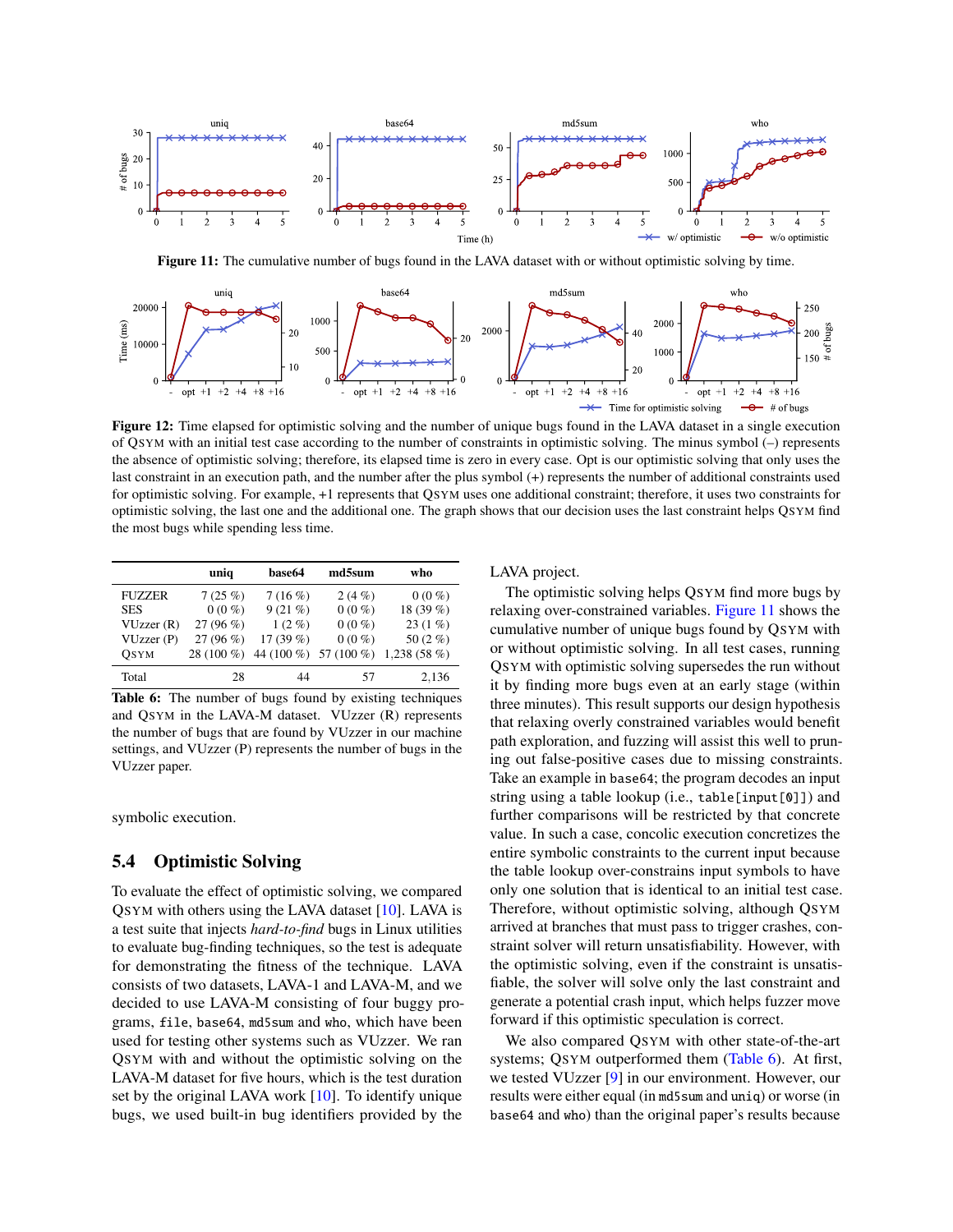**Figure 11:** The cumulative number of bugs found in the LAVA dataset with or without optimistic solving by time.

**Figure 12:** Time elapsed for optimistic solving and the number of unique bugs found in the LAVA dataset in a single execution of QSYM with an initial test case according to the number of constraints in optimistic solving. The minus symbol (–) represents the absence of optimistic solving; therefore, its elapsed time is zero in every case. Opt is our optimistic solving that only uses the last constraint in an execution path, and the number after the plus symbol (+) represents the number of additional constraints used for optimistic solving. For example, +1 represents that QSYM uses one additional constraint; therefore, it uses two constraints for optimistic solving, the last one and the additional one. The graph shows that our decision uses the last constraint helps QSYM find the most bugs while spending less time.

| | uniq | base64 | md5sum | who |
|---|---|---|---|---|
| FUZZER | 7 (25 %) | 7 (16 %) | 2 (4 %) | 0 (0 %) |
| SES | 0 (0 %) | 9 (21 %) | 0 (0 %) | 18 (39 %) |
| VUzzer (R) | 27 (96 %) | 1 (2 %) | 0 (0 %) | 23 (1 %) |
| VUzzer (P) | 27 (96 %) | 17 (39 %) | 0 (0 %) | 50 (2 %) |
| QSYM | 28 (100 %) | 44 (100 %) | 57 (100 %) | 1,238 (58 %) |
| Total | 28 | 44 | 57 | 2,136 |

**Table 6:** The number of bugs found by existing techniques and QSYM in the LAVA-M dataset. VUzzer (R) represents the number of bugs that are found by VUzzer in our machine settings, and VUzzer (P) represents the number of bugs in the VUzzer paper.

symbolic execution.

## 5.4 Optimistic Solving

To evaluate the effect of optimistic solving, we compared QSYM with others using the LAVA dataset [10]. LAVA is a test suite that injects *hard-to-find* bugs in Linux utilities to evaluate bug-finding techniques, so the test is adequate for demonstrating the fitness of the technique. LAVA consists of two datasets, LAVA-1 and LAVA-M, and we decided to use LAVA-M consisting of four buggy programs, `file`, `base64`, `md5sum` and `who`, which have been used for testing other systems such as VUzzer. We ran QSYM with and without the optimistic solving on the LAVA-M dataset for five hours, which is the test duration set by the original LAVA work [10]. To identify unique bugs, we used built-in bug identifiers provided by the LAVA project.

The optimistic solving helps QSYM find more bugs by relaxing over-constrained variables. Figure 11 shows the cumulative number of unique bugs found by QSYM with or without optimistic solving. In all test cases, running QSYM with optimistic solving supersedes the run without it by finding more bugs even at an early stage (within three minutes). This result supports our design hypothesis that relaxing overly constrained variables would benefit path exploration, and fuzzing will assist this well to pruning out false-positive cases due to missing constraints. Take an example in `base64`; the program decodes an input string using a table lookup (i.e., `table[input[0]]`) and further comparisons will be restricted by that concrete value. In such a case, concolic execution concretizes the entire symbolic constraints to the current input because the table lookup over-constrains input symbols to have only one solution that is identical to an initial test case. Therefore, without optimistic solving, although QSYM arrived at branches that must pass to trigger crashes, constraint solver will return unsatisfiability. However, with the optimistic solving, even if the constraint is unsatisfiable, the solver will solve only the last constraint and generate a potential crash input, which helps fuzzer move forward if this optimistic speculation is correct.

We also compared QSYM with other state-of-the-art systems; QSYM outperformed them (Table 6). At first, we tested VUzzer [9] in our environment. However, our results were either equal (in `md5sum` and `uniq`) or worse (in `base64` and `who`) than the original paper's results because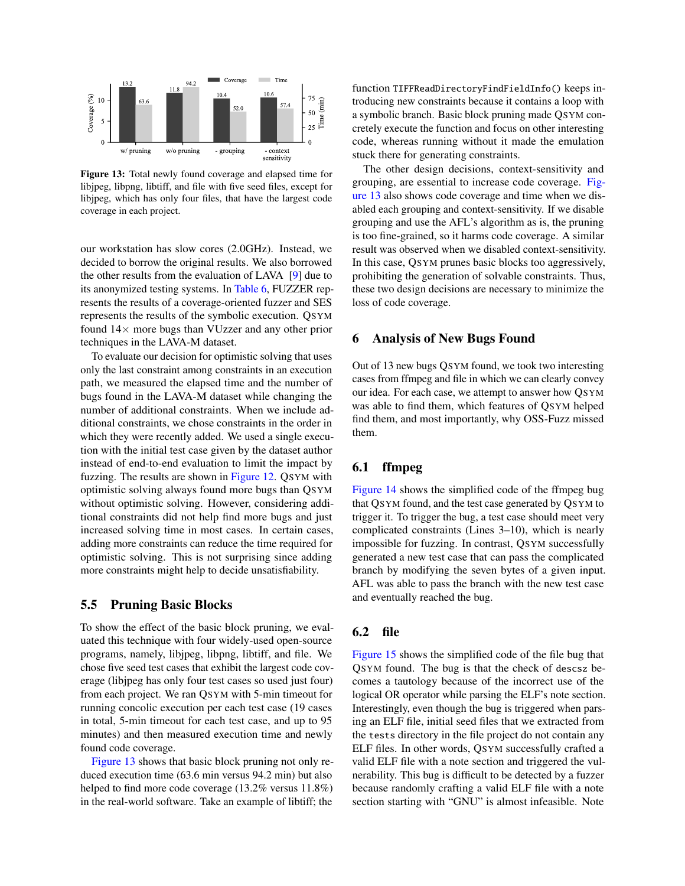Figure 13: Total newly found coverage and elapsed time for libjpeg, libpng, libtiff, and file with five seed files, except for libjpeg, which has only four files, that have the largest code coverage in each project.

our workstation has slow cores (2.0GHz). Instead, we decided to borrow the original results. We also borrowed the other results from the evaluation of LAVA [9] due to its anonymized testing systems. In Table 6, FUZZER represents the results of a coverage-oriented fuzzer and SES represents the results of the symbolic execution. QSYM found 14× more bugs than VUzzer and any other prior techniques in the LAVA-M dataset.

To evaluate our decision for optimistic solving that uses only the last constraint among constraints in an execution path, we measured the elapsed time and the number of bugs found in the LAVA-M dataset while changing the number of additional constraints. When we include additional constraints, we chose constraints in the order in which they were recently added. We used a single execution with the initial test case given by the dataset author instead of end-to-end evaluation to limit the impact by fuzzing. The results are shown in Figure 12. QSYM with optimistic solving always found more bugs than QSYM without optimistic solving. However, considering additional constraints did not help find more bugs and just increased solving time in most cases. In certain cases, adding more constraints can reduce the time required for optimistic solving. This is not surprising since adding more constraints might help to decide unsatisfiability.

## 5.5 Pruning Basic Blocks

To show the effect of the basic block pruning, we evaluated this technique with four widely-used open-source programs, namely, libjpeg, libpng, libtiff, and file. We chose five seed test cases that exhibit the largest code coverage (libjpeg has only four test cases so used just four) from each project. We ran QSYM with 5-min timeout for running concolic execution per each test case (19 cases in total, 5-min timeout for each test case, and up to 95 minutes) and then measured execution time and newly found code coverage.

Figure 13 shows that basic block pruning not only reduced execution time (63.6 min versus 94.2 min) but also helped to find more code coverage (13.2% versus 11.8%) in the real-world software. Take an example of libtiff; the function `TIFFReadDirectoryFindFieldInfo()` keeps introducing new constraints because it contains a loop with a symbolic branch. Basic block pruning made QSYM concretely execute the function and focus on other interesting code, whereas running without it made the emulation stuck there for generating constraints.

The other design decisions, context-sensitivity and grouping, are essential to increase code coverage. Figure 13 also shows code coverage and time when we disabled each grouping and context-sensitivity. If we disable grouping and use the AFL's algorithm as is, the pruning is too fine-grained, so it harms code coverage. A similar result was observed when we disabled context-sensitivity. In this case, QSYM prunes basic blocks too aggressively, prohibiting the generation of solvable constraints. Thus, these two design decisions are necessary to minimize the loss of code coverage.

# 6 Analysis of New Bugs Found

Out of 13 new bugs QSYM found, we took two interesting cases from ffmpeg and file in which we can clearly convey our idea. For each case, we attempt to answer how QSYM was able to find them, which features of QSYM helped find them, and most importantly, why OSS-Fuzz missed them.

## 6.1 ffmpeg

Figure 14 shows the simplified code of the ffmpeg bug that QSYM found, and the test case generated by QSYM to trigger it. To trigger the bug, a test case should meet very complicated constraints (Lines 3–10), which is nearly impossible for fuzzing. In contrast, QSYM successfully generated a new test case that can pass the complicated branch by modifying the seven bytes of a given input. AFL was able to pass the branch with the new test case and eventually reached the bug.

## 6.2 file

Figure 15 shows the simplified code of the file bug that QSYM found. The bug is that the check of `descsz` becomes a tautology because of the incorrect use of the logical OR operator while parsing the ELF's note section. Interestingly, even though the bug is triggered when parsing an ELF file, initial seed files that we extracted from the `tests` directory in the file project do not contain any ELF files. In other words, QSYM successfully crafted a valid ELF file with a note section and triggered the vulnerability. This bug is difficult to be detected by a fuzzer because randomly crafting a valid ELF file with a note section starting with "GNU" is almost infeasible. Note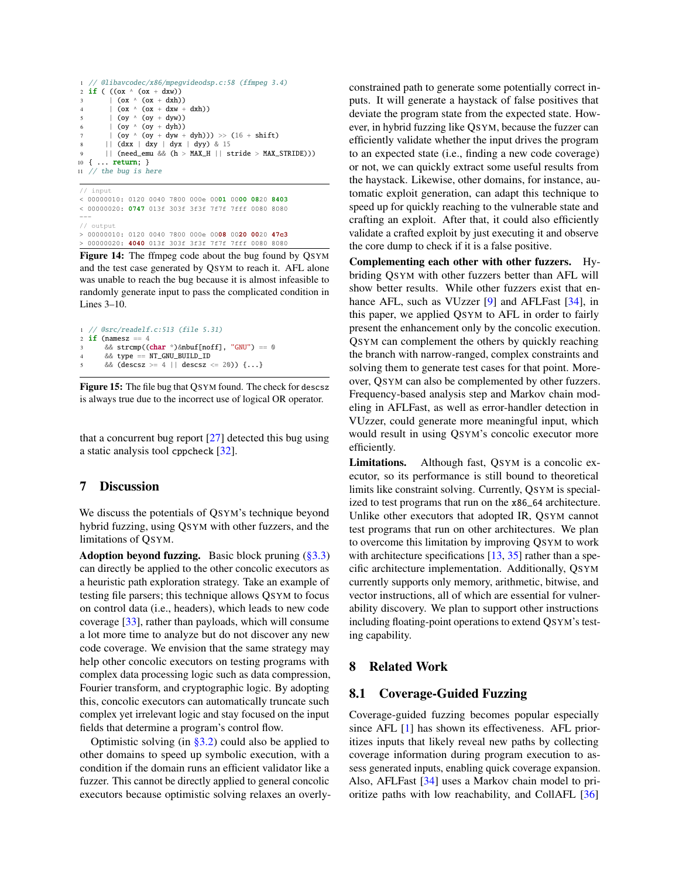```
1  // @libavcodec/x86/mpegvideodsp.c:58 (ffmpeg 3.4)
2  if ( ((ox ^ (ox + dxw))
3       | (ox ^ (ox + dxh))
4       | (ox ^ (ox + dxw + dxh))
5       | (oy ^ (oy + dyw))
6       | (oy ^ (oy + dyh))
7       | (oy ^ (oy + dyw + dyh))) >> (16 + shift)
8     || (dxx | dxy | dyx | dyy) & 15
9     || (need_emu && (h > MAX_H || stride > MAX_STRIDE)))
10 { ... return; }
11 // the bug is here
```

```
// input
< 00000010: 0120 0040 7800 000e 0001 0000 0820 8403
< 00000020: 0747 013f 303f 3f3f 7f7f 7fff 0080 8080
---
// output
> 00000010: 0120 0040 7800 000e 0008 0020 0020 47c3
> 00000020: 4040 013f 303f 3f3f 7f7f 7fff 0080 8080
```

**Figure 14:** The ffmpeg code about the bug found by QSYM and the test case generated by QSYM to reach it. AFL alone was unable to reach the bug because it is almost infeasible to randomly generate input to pass the complicated condition in Lines 3–10.

```
1 // @src/readelf.c:513 (file 5.31)
2 if (namesz == 4
3     && strcmp((char *)&nbuf[noff], "GNU") == 0
4     && type == NT_GNU_BUILD_ID
5     && (descsz >= 4 || descsz <= 20)) {...}
```

**Figure 15:** The file bug that QSYM found. The check for `descsz` is always true due to the incorrect use of logical OR operator.

that a concurrent bug report [27] detected this bug using a static analysis tool `cppcheck` [32].

## 7 Discussion

We discuss the potentials of QSYM's technique beyond hybrid fuzzing, using QSYM with other fuzzers, and the limitations of QSYM.

**Adoption beyond fuzzing.** Basic block pruning (§3.3) can directly be applied to the other concolic executors as a heuristic path exploration strategy. Take an example of testing file parsers; this technique allows QSYM to focus on control data (i.e., headers), which leads to new code coverage [33], rather than payloads, which will consume a lot more time to analyze but do not discover any new code coverage. We envision that the same strategy may help other concolic executors on testing programs with complex data processing logic such as data compression, Fourier transform, and cryptographic logic. By adopting this, concolic executors can automatically truncate such complex yet irrelevant logic and stay focused on the input fields that determine a program's control flow.

Optimistic solving (in §3.2) could also be applied to other domains to speed up symbolic execution, with a condition if the domain runs an efficient validator like a fuzzer. This cannot be directly applied to general concolic executors because optimistic solving relaxes an overly-constrained path to generate some potentially correct inputs. It will generate a haystack of false positives that deviate the program state from the expected state. However, in hybrid fuzzing like QSYM, because the fuzzer can efficiently validate whether the input drives the program to an expected state (i.e., finding a new code coverage) or not, we can quickly extract some useful results from the haystack. Likewise, other domains, for instance, automatic exploit generation, can adapt this technique to speed up for quickly reaching to the vulnerable state and crafting an exploit. After that, it could also efficiently validate a crafted exploit by just executing it and observe the core dump to check if it is a false positive.

**Complementing each other with other fuzzers.** Hybriding QSYM with other fuzzers better than AFL will show better results. While other fuzzers exist that enhance AFL, such as VUzzer [9] and AFLFast [34], in this paper, we applied QSYM to AFL in order to fairly present the enhancement only by the concolic execution. QSYM can complement the others by quickly reaching the branch with narrow-ranged, complex constraints and solving them to generate test cases for that point. Moreover, QSYM can also be complemented by other fuzzers. Frequency-based analysis step and Markov chain modeling in AFLFast, as well as error-handler detection in VUzzer, could generate more meaningful input, which would result in using QSYM's concolic executor more efficiently.

**Limitations.** Although fast, QSYM is a concolic executor, so its performance is still bound to theoretical limits like constraint solving. Currently, QSYM is specialized to test programs that run on the `x86_64` architecture. Unlike other executors that adopted IR, QSYM cannot test programs that run on other architectures. We plan to overcome this limitation by improving QSYM to work with architecture specifications [13, 35] rather than a specific architecture implementation. Additionally, QSYM currently supports only memory, arithmetic, bitwise, and vector instructions, all of which are essential for vulnerability discovery. We plan to support other instructions including floating-point operations to extend QSYM's testing capability.

## 8 Related Work

### 8.1 Coverage-Guided Fuzzing

Coverage-guided fuzzing becomes popular especially since AFL [1] has shown its effectiveness. AFL prioritizes inputs that likely reveal new paths by collecting coverage information during program execution to assess generated inputs, enabling quick coverage expansion. Also, AFLFast [34] uses a Markov chain model to prioritize paths with low reachability, and CollAFL [36]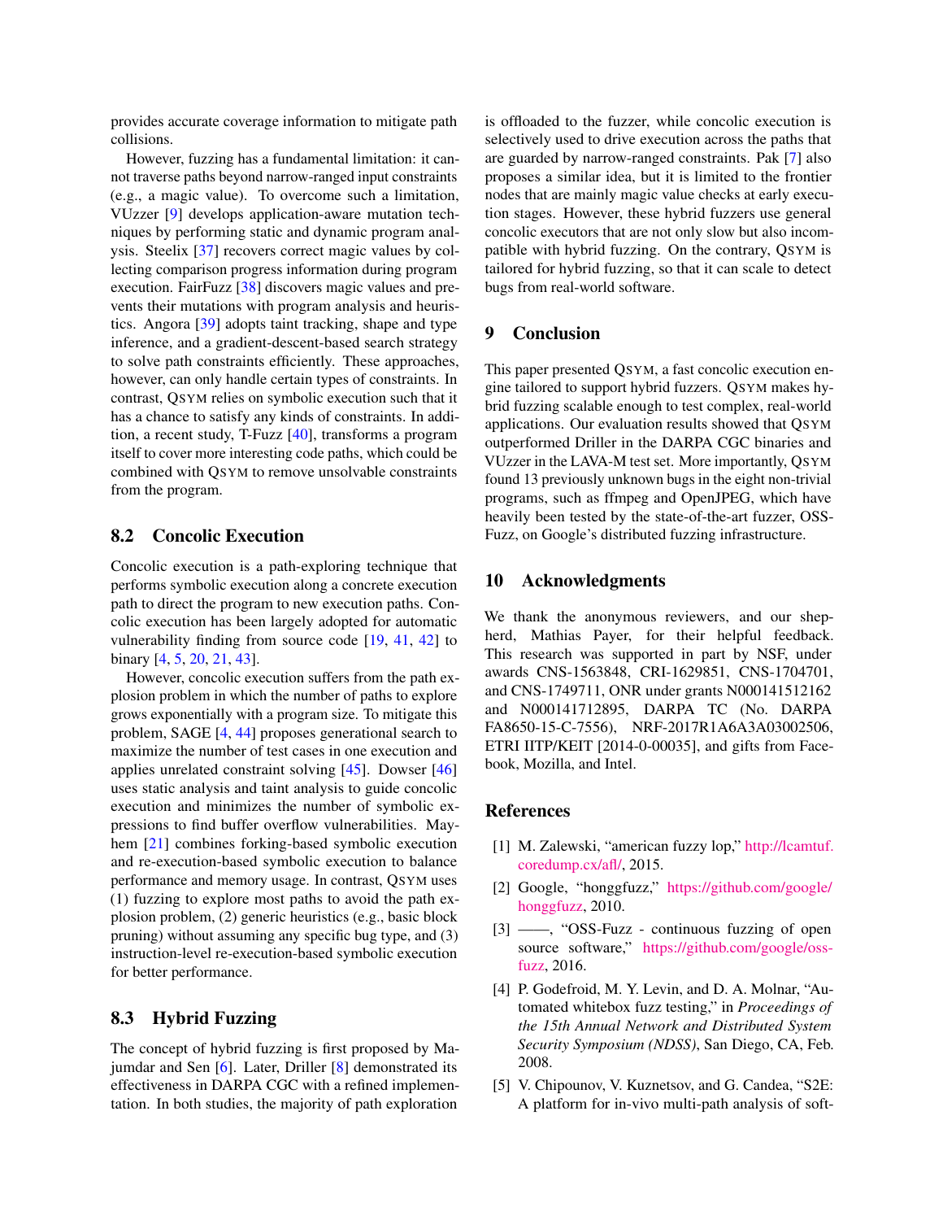provides accurate coverage information to mitigate path collisions.

However, fuzzing has a fundamental limitation: it cannot traverse paths beyond narrow-ranged input constraints (e.g., a magic value). To overcome such a limitation, VUzzer [9] develops application-aware mutation techniques by performing static and dynamic program analysis. Steelix [37] recovers correct magic values by collecting comparison progress information during program execution. FairFuzz [38] discovers magic values and prevents their mutations with program analysis and heuristics. Angora [39] adopts taint tracking, shape and type inference, and a gradient-descent-based search strategy to solve path constraints efficiently. These approaches, however, can only handle certain types of constraints. In contrast, QSYM relies on symbolic execution such that it has a chance to satisfy any kinds of constraints. In addition, a recent study, T-Fuzz [40], transforms a program itself to cover more interesting code paths, which could be combined with QSYM to remove unsolvable constraints from the program.

## 8.2 Concolic Execution

Concolic execution is a path-exploring technique that performs symbolic execution along a concrete execution path to direct the program to new execution paths. Concolic execution has been largely adopted for automatic vulnerability finding from source code [19, 41, 42] to binary [4, 5, 20, 21, 43].

However, concolic execution suffers from the path explosion problem in which the number of paths to explore grows exponentially with a program size. To mitigate this problem, SAGE [4, 44] proposes generational search to maximize the number of test cases in one execution and applies unrelated constraint solving [45]. Dowser [46] uses static analysis and taint analysis to guide concolic execution and minimizes the number of symbolic expressions to find buffer overflow vulnerabilities. Mayhem [21] combines forking-based symbolic execution and re-execution-based symbolic execution to balance performance and memory usage. In contrast, QSYM uses (1) fuzzing to explore most paths to avoid the path explosion problem, (2) generic heuristics (e.g., basic block pruning) without assuming any specific bug type, and (3) instruction-level re-execution-based symbolic execution for better performance.

## 8.3 Hybrid Fuzzing

The concept of hybrid fuzzing is first proposed by Majumdar and Sen [6]. Later, Driller [8] demonstrated its effectiveness in DARPA CGC with a refined implementation. In both studies, the majority of path exploration is offloaded to the fuzzer, while concolic execution is selectively used to drive execution across the paths that are guarded by narrow-ranged constraints. Pak [7] also proposes a similar idea, but it is limited to the frontier nodes that are mainly magic value checks at early execution stages. However, these hybrid fuzzers use general concolic executors that are not only slow but also incompatible with hybrid fuzzing. On the contrary, QSYM is tailored for hybrid fuzzing, so that it can scale to detect bugs from real-world software.

# 9 Conclusion

This paper presented QSYM, a fast concolic execution engine tailored to support hybrid fuzzers. QSYM makes hybrid fuzzing scalable enough to test complex, real-world applications. Our evaluation results showed that QSYM outperformed Driller in the DARPA CGC binaries and VUzzer in the LAVA-M test set. More importantly, QSYM found 13 previously unknown bugs in the eight non-trivial programs, such as ffmpeg and OpenJPEG, which have heavily been tested by the state-of-the-art fuzzer, OSS-Fuzz, on Google's distributed fuzzing infrastructure.

# 10 Acknowledgments

We thank the anonymous reviewers, and our shepherd, Mathias Payer, for their helpful feedback. This research was supported in part by NSF, under awards CNS-1563848, CRI-1629851, CNS-1704701, and CNS-1749711, ONR under grants N000141512162 and N000141712895, DARPA TC (No. DARPA FA8650-15-C-7556), NRF-2017R1A6A3A03002506, ETRI IITP/KEIT [2014-0-00035], and gifts from Facebook, Mozilla, and Intel.

# References

[1] M. Zalewski, "american fuzzy lop," http://lcamtuf.coredump.cx/afl/, 2015.

[2] Google, "honggfuzz," https://github.com/google/honggfuzz, 2010.

[3] ——, "OSS-Fuzz - continuous fuzzing of open source software," https://github.com/google/oss-fuzz, 2016.

[4] P. Godefroid, M. Y. Levin, and D. A. Molnar, "Automated whitebox fuzz testing," in *Proceedings of the 15th Annual Network and Distributed System Security Symposium (NDSS)*, San Diego, CA, Feb. 2008.

[5] V. Chipounov, V. Kuznetsov, and G. Candea, "S2E: A platform for in-vivo multi-path analysis of soft-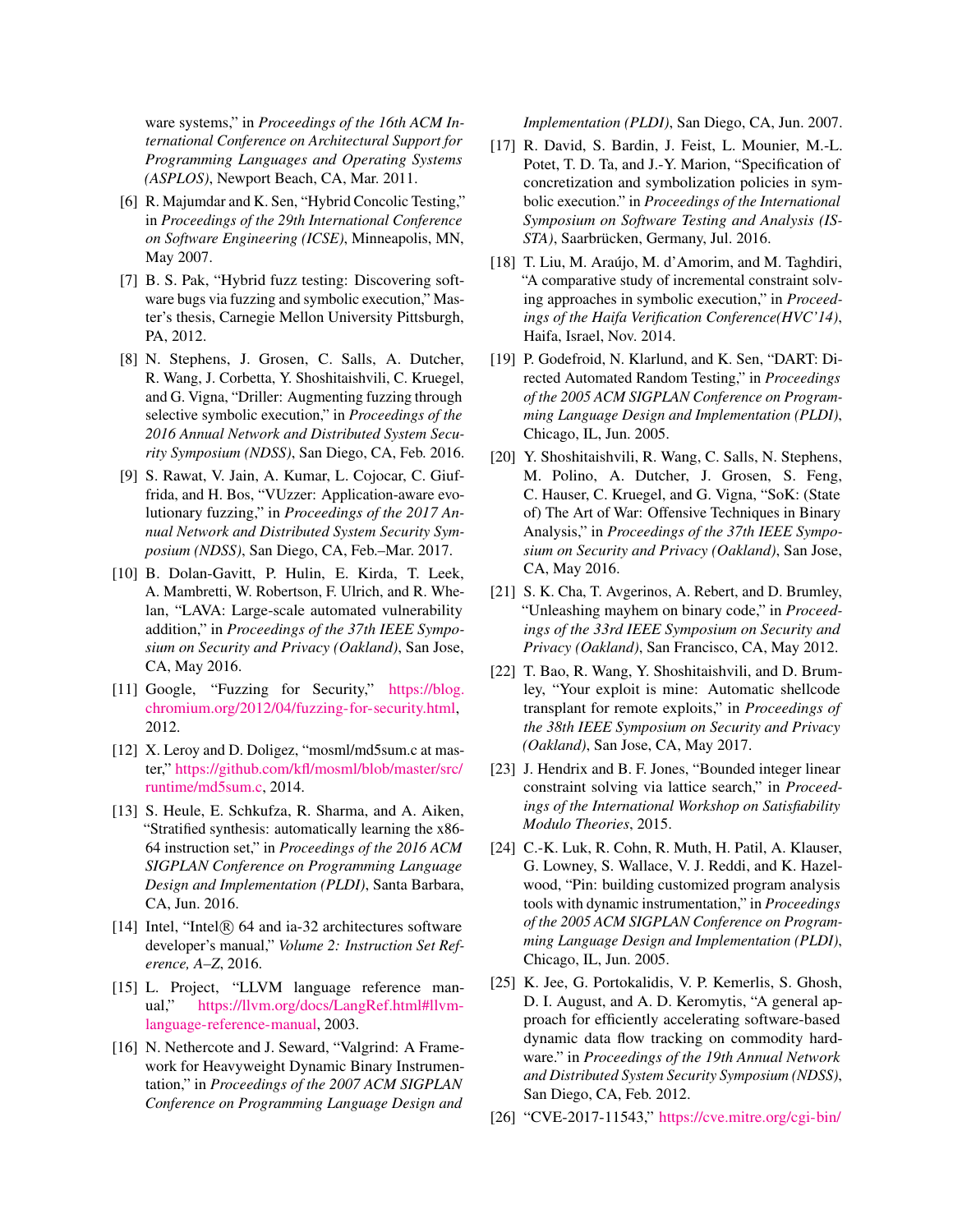ware systems," in *Proceedings of the 16th ACM International Conference on Architectural Support for Programming Languages and Operating Systems (ASPLOS)*, Newport Beach, CA, Mar. 2011.

[6] R. Majumdar and K. Sen, "Hybrid Concolic Testing," in *Proceedings of the 29th International Conference on Software Engineering (ICSE)*, Minneapolis, MN, May 2007.

[7] B. S. Pak, "Hybrid fuzz testing: Discovering software bugs via fuzzing and symbolic execution," Master's thesis, Carnegie Mellon University Pittsburgh, PA, 2012.

[8] N. Stephens, J. Grosen, C. Salls, A. Dutcher, R. Wang, J. Corbetta, Y. Shoshitaishvili, C. Kruegel, and G. Vigna, "Driller: Augmenting fuzzing through selective symbolic execution," in *Proceedings of the 2016 Annual Network and Distributed System Security Symposium (NDSS)*, San Diego, CA, Feb. 2016.

[9] S. Rawat, V. Jain, A. Kumar, L. Cojocar, C. Giuffrida, and H. Bos, "VUzzer: Application-aware evolutionary fuzzing," in *Proceedings of the 2017 Annual Network and Distributed System Security Symposium (NDSS)*, San Diego, CA, Feb.–Mar. 2017.

[10] B. Dolan-Gavitt, P. Hulin, E. Kirda, T. Leek, A. Mambretti, W. Robertson, F. Ulrich, and R. Whelan, "LAVA: Large-scale automated vulnerability addition," in *Proceedings of the 37th IEEE Symposium on Security and Privacy (Oakland)*, San Jose, CA, May 2016.

[11] Google, "Fuzzing for Security," https://blog.chromium.org/2012/04/fuzzing-for-security.html, 2012.

[12] X. Leroy and D. Doligez, "mosml/md5sum.c at master," https://github.com/kfl/mosml/blob/master/src/runtime/md5sum.c, 2014.

[13] S. Heule, E. Schkufza, R. Sharma, and A. Aiken, "Stratified synthesis: automatically learning the x86-64 instruction set," in *Proceedings of the 2016 ACM SIGPLAN Conference on Programming Language Design and Implementation (PLDI)*, Santa Barbara, CA, Jun. 2016.

[14] Intel, "Intel® 64 and ia-32 architectures software developer's manual," *Volume 2: Instruction Set Reference, A–Z*, 2016.

[15] L. Project, "LLVM language reference manual," https://llvm.org/docs/LangRef.html#llvm-language-reference-manual, 2003.

[16] N. Nethercote and J. Seward, "Valgrind: A Framework for Heavyweight Dynamic Binary Instrumentation," in *Proceedings of the 2007 ACM SIGPLAN Conference on Programming Language Design and Implementation (PLDI)*, San Diego, CA, Jun. 2007.

[17] R. David, S. Bardin, J. Feist, L. Mounier, M.-L. Potet, T. D. Ta, and J.-Y. Marion, "Specification of concretization and symbolization policies in symbolic execution." in *Proceedings of the International Symposium on Software Testing and Analysis (ISSTA)*, Saarbrücken, Germany, Jul. 2016.

[18] T. Liu, M. Araújo, M. d'Amorim, and M. Taghdiri, "A comparative study of incremental constraint solving approaches in symbolic execution," in *Proceedings of the Haifa Verification Conference(HVC'14)*, Haifa, Israel, Nov. 2014.

[19] P. Godefroid, N. Klarlund, and K. Sen, "DART: Directed Automated Random Testing," in *Proceedings of the 2005 ACM SIGPLAN Conference on Programming Language Design and Implementation (PLDI)*, Chicago, IL, Jun. 2005.

[20] Y. Shoshitaishvili, R. Wang, C. Salls, N. Stephens, M. Polino, A. Dutcher, J. Grosen, S. Feng, C. Hauser, C. Kruegel, and G. Vigna, "SoK: (State of) The Art of War: Offensive Techniques in Binary Analysis," in *Proceedings of the 37th IEEE Symposium on Security and Privacy (Oakland)*, San Jose, CA, May 2016.

[21] S. K. Cha, T. Avgerinos, A. Rebert, and D. Brumley, "Unleashing mayhem on binary code," in *Proceedings of the 33rd IEEE Symposium on Security and Privacy (Oakland)*, San Francisco, CA, May 2012.

[22] T. Bao, R. Wang, Y. Shoshitaishvili, and D. Brumley, "Your exploit is mine: Automatic shellcode transplant for remote exploits," in *Proceedings of the 38th IEEE Symposium on Security and Privacy (Oakland)*, San Jose, CA, May 2017.

[23] J. Hendrix and B. F. Jones, "Bounded integer linear constraint solving via lattice search," in *Proceedings of the International Workshop on Satisfiability Modulo Theories*, 2015.

[24] C.-K. Luk, R. Cohn, R. Muth, H. Patil, A. Klauser, G. Lowney, S. Wallace, V. J. Reddi, and K. Hazelwood, "Pin: building customized program analysis tools with dynamic instrumentation," in *Proceedings of the 2005 ACM SIGPLAN Conference on Programming Language Design and Implementation (PLDI)*, Chicago, IL, Jun. 2005.

[25] K. Jee, G. Portokalidis, V. P. Kemerlis, S. Ghosh, D. I. August, and A. D. Keromytis, "A general approach for efficiently accelerating software-based dynamic data flow tracking on commodity hardware." in *Proceedings of the 19th Annual Network and Distributed System Security Symposium (NDSS)*, San Diego, CA, Feb. 2012.

[26] "CVE-2017-11543," https://cve.mitre.org/cgi-bin/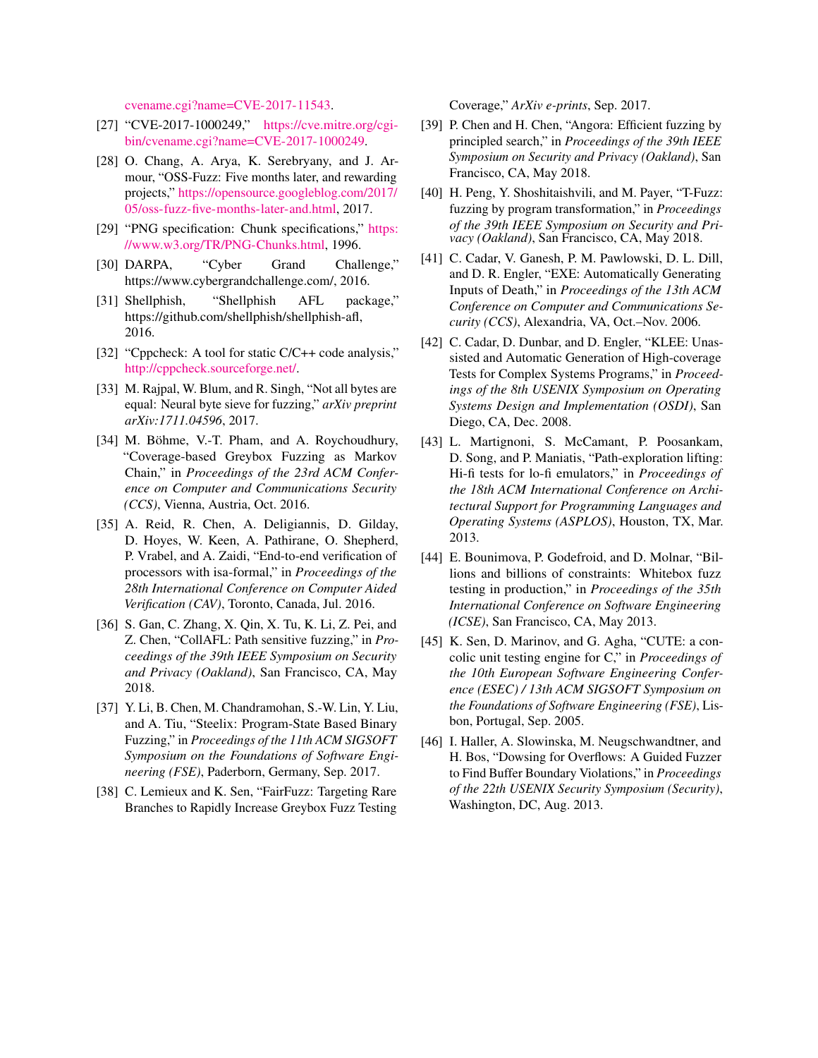cvename.cgi?name=CVE-2017-11543.

[27] "CVE-2017-1000249," https://cve.mitre.org/cgi-bin/cvename.cgi?name=CVE-2017-1000249.

[28] O. Chang, A. Arya, K. Serebryany, and J. Armour, "OSS-Fuzz: Five months later, and rewarding projects," https://opensource.googleblog.com/2017/05/oss-fuzz-five-months-later-and.html, 2017.

[29] "PNG specification: Chunk specifications," https://www.w3.org/TR/PNG-Chunks.html, 1996.

[30] DARPA, "Cyber Grand Challenge," https://www.cybergrandchallenge.com/, 2016.

[31] Shellphish, "Shellphish AFL package," https://github.com/shellphish/shellphish-afl, 2016.

[32] "Cppcheck: A tool for static C/C++ code analysis," http://cppcheck.sourceforge.net/.

[33] M. Rajpal, W. Blum, and R. Singh, "Not all bytes are equal: Neural byte sieve for fuzzing," *arXiv preprint arXiv:1711.04596*, 2017.

[34] M. Böhme, V.-T. Pham, and A. Roychoudhury, "Coverage-based Greybox Fuzzing as Markov Chain," in *Proceedings of the 23rd ACM Conference on Computer and Communications Security (CCS)*, Vienna, Austria, Oct. 2016.

[35] A. Reid, R. Chen, A. Deligiannis, D. Gilday, D. Hoyes, W. Keen, A. Pathirane, O. Shepherd, P. Vrabel, and A. Zaidi, "End-to-end verification of processors with isa-formal," in *Proceedings of the 28th International Conference on Computer Aided Verification (CAV)*, Toronto, Canada, Jul. 2016.

[36] S. Gan, C. Zhang, X. Qin, X. Tu, K. Li, Z. Pei, and Z. Chen, "CollAFL: Path sensitive fuzzing," in *Proceedings of the 39th IEEE Symposium on Security and Privacy (Oakland)*, San Francisco, CA, May 2018.

[37] Y. Li, B. Chen, M. Chandramohan, S.-W. Lin, Y. Liu, and A. Tiu, "Steelix: Program-State Based Binary Fuzzing," in *Proceedings of the 11th ACM SIGSOFT Symposium on the Foundations of Software Engineering (FSE)*, Paderborn, Germany, Sep. 2017.

[38] C. Lemieux and K. Sen, "FairFuzz: Targeting Rare Branches to Rapidly Increase Greybox Fuzz Testing Coverage," *ArXiv e-prints*, Sep. 2017.

[39] P. Chen and H. Chen, "Angora: Efficient fuzzing by principled search," in *Proceedings of the 39th IEEE Symposium on Security and Privacy (Oakland)*, San Francisco, CA, May 2018.

[40] H. Peng, Y. Shoshitaishvili, and M. Payer, "T-Fuzz: fuzzing by program transformation," in *Proceedings of the 39th IEEE Symposium on Security and Privacy (Oakland)*, San Francisco, CA, May 2018.

[41] C. Cadar, V. Ganesh, P. M. Pawlowski, D. L. Dill, and D. R. Engler, "EXE: Automatically Generating Inputs of Death," in *Proceedings of the 13th ACM Conference on Computer and Communications Security (CCS)*, Alexandria, VA, Oct.–Nov. 2006.

[42] C. Cadar, D. Dunbar, and D. Engler, "KLEE: Unassisted and Automatic Generation of High-coverage Tests for Complex Systems Programs," in *Proceedings of the 8th USENIX Symposium on Operating Systems Design and Implementation (OSDI)*, San Diego, CA, Dec. 2008.

[43] L. Martignoni, S. McCamant, P. Poosankam, D. Song, and P. Maniatis, "Path-exploration lifting: Hi-fi tests for lo-fi emulators," in *Proceedings of the 18th ACM International Conference on Architectural Support for Programming Languages and Operating Systems (ASPLOS)*, Houston, TX, Mar. 2013.

[44] E. Bounimova, P. Godefroid, and D. Molnar, "Billions and billions of constraints: Whitebox fuzz testing in production," in *Proceedings of the 35th International Conference on Software Engineering (ICSE)*, San Francisco, CA, May 2013.

[45] K. Sen, D. Marinov, and G. Agha, "CUTE: a concolic unit testing engine for C," in *Proceedings of the 10th European Software Engineering Conference (ESEC) / 13th ACM SIGSOFT Symposium on the Foundations of Software Engineering (FSE)*, Lisbon, Portugal, Sep. 2005.

[46] I. Haller, A. Slowinska, M. Neugschwandtner, and H. Bos, "Dowsing for Overflows: A Guided Fuzzer to Find Buffer Boundary Violations," in *Proceedings of the 22th USENIX Security Symposium (Security)*, Washington, DC, Aug. 2013.